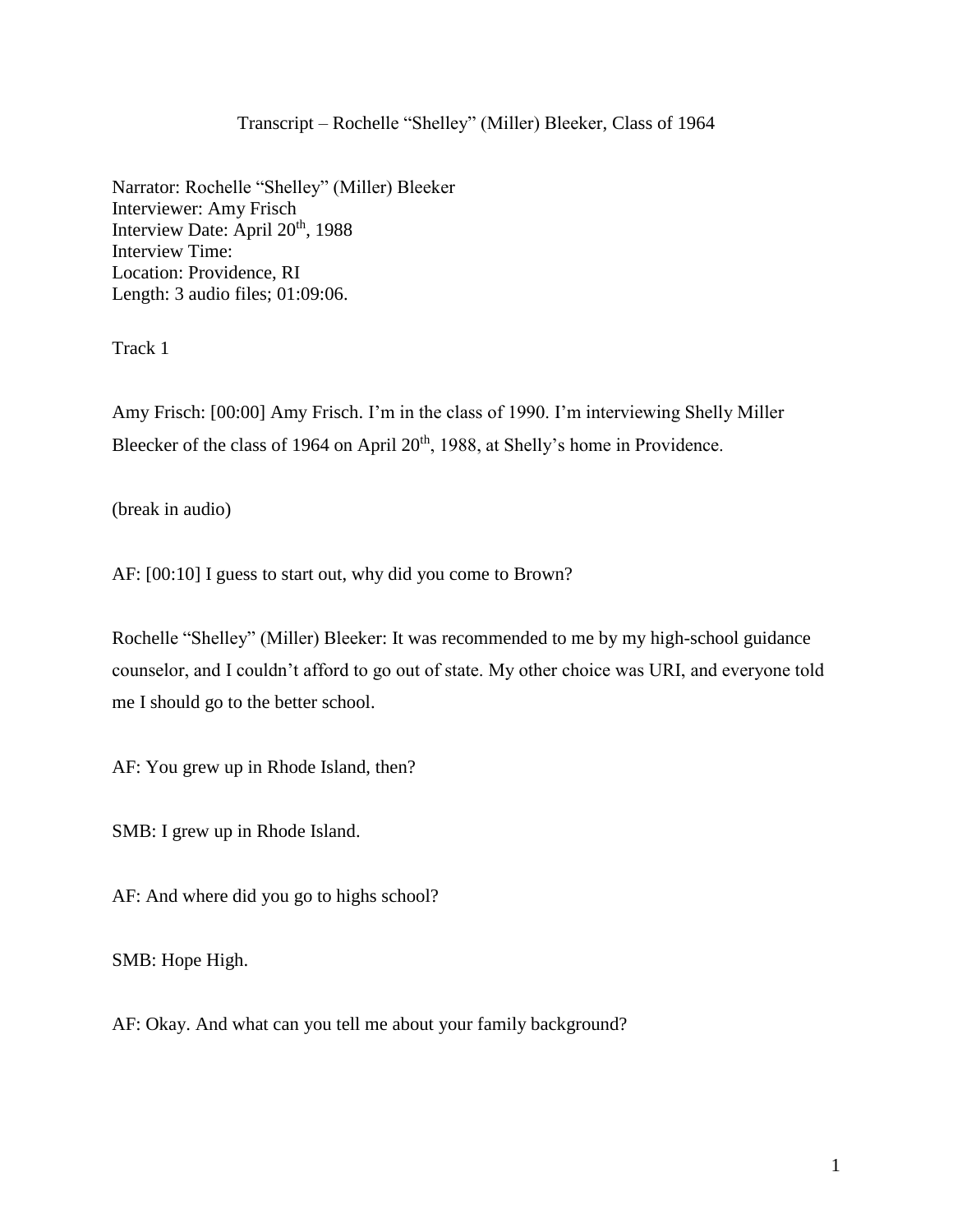Transcript – Rochelle "Shelley" (Miller) Bleeker, Class of 1964

Narrator: Rochelle "Shelley" (Miller) Bleeker
Interviewer: Amy Frisch
Interview Date: April 20th, 1988
Interview Time:
Location: Providence, RI
Length: 3 audio files; 01:09:06.

Track 1

Amy Frisch: [00:00] Amy Frisch. I'm in the class of 1990. I'm interviewing Shelly Miller Bleecker of the class of 1964 on April 20th, 1988, at Shelly's home in Providence.

(break in audio)

AF: [00:10] I guess to start out, why did you come to Brown?

Rochelle "Shelley" (Miller) Bleeker: It was recommended to me by my high-school guidance counselor, and I couldn't afford to go out of state. My other choice was URI, and everyone told me I should go to the better school.

AF: You grew up in Rhode Island, then?

SMB: I grew up in Rhode Island.

AF: And where did you go to highs school?

SMB: Hope High.

AF: Okay. And what can you tell me about your family background?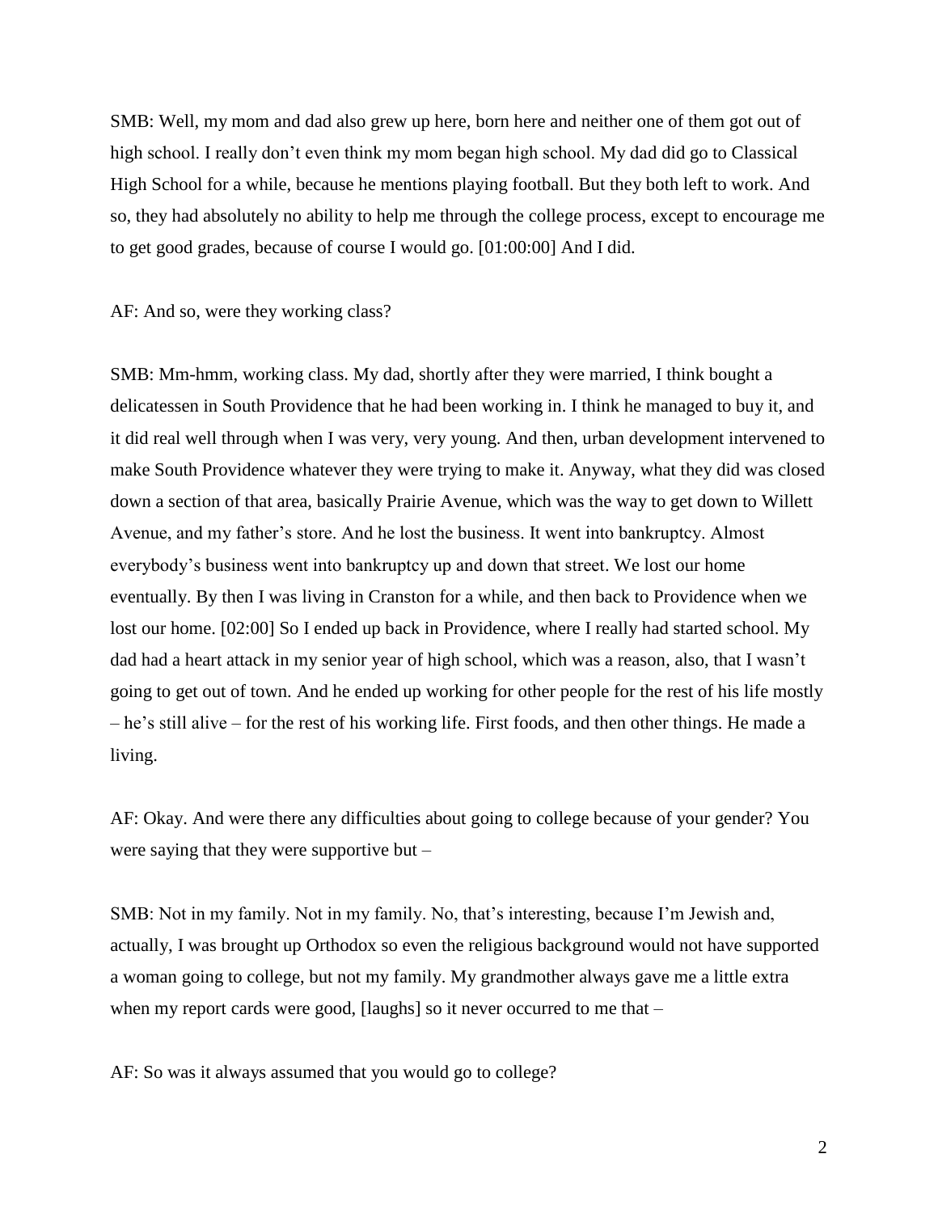SMB: Well, my mom and dad also grew up here, born here and neither one of them got out of high school. I really don't even think my mom began high school. My dad did go to Classical High School for a while, because he mentions playing football. But they both left to work. And so, they had absolutely no ability to help me through the college process, except to encourage me to get good grades, because of course I would go. [01:00:00] And I did.

AF: And so, were they working class?

SMB: Mm-hmm, working class. My dad, shortly after they were married, I think bought a delicatessen in South Providence that he had been working in. I think he managed to buy it, and it did real well through when I was very, very young. And then, urban development intervened to make South Providence whatever they were trying to make it. Anyway, what they did was closed down a section of that area, basically Prairie Avenue, which was the way to get down to Willett Avenue, and my father's store. And he lost the business. It went into bankruptcy. Almost everybody's business went into bankruptcy up and down that street. We lost our home eventually. By then I was living in Cranston for a while, and then back to Providence when we lost our home. [02:00] So I ended up back in Providence, where I really had started school. My dad had a heart attack in my senior year of high school, which was a reason, also, that I wasn't going to get out of town. And he ended up working for other people for the rest of his life mostly – he's still alive – for the rest of his working life. First foods, and then other things. He made a living.

AF: Okay. And were there any difficulties about going to college because of your gender? You were saying that they were supportive but –

SMB: Not in my family. Not in my family. No, that's interesting, because I'm Jewish and, actually, I was brought up Orthodox so even the religious background would not have supported a woman going to college, but not my family. My grandmother always gave me a little extra when my report cards were good, [laughs] so it never occurred to me that –

AF: So was it always assumed that you would go to college?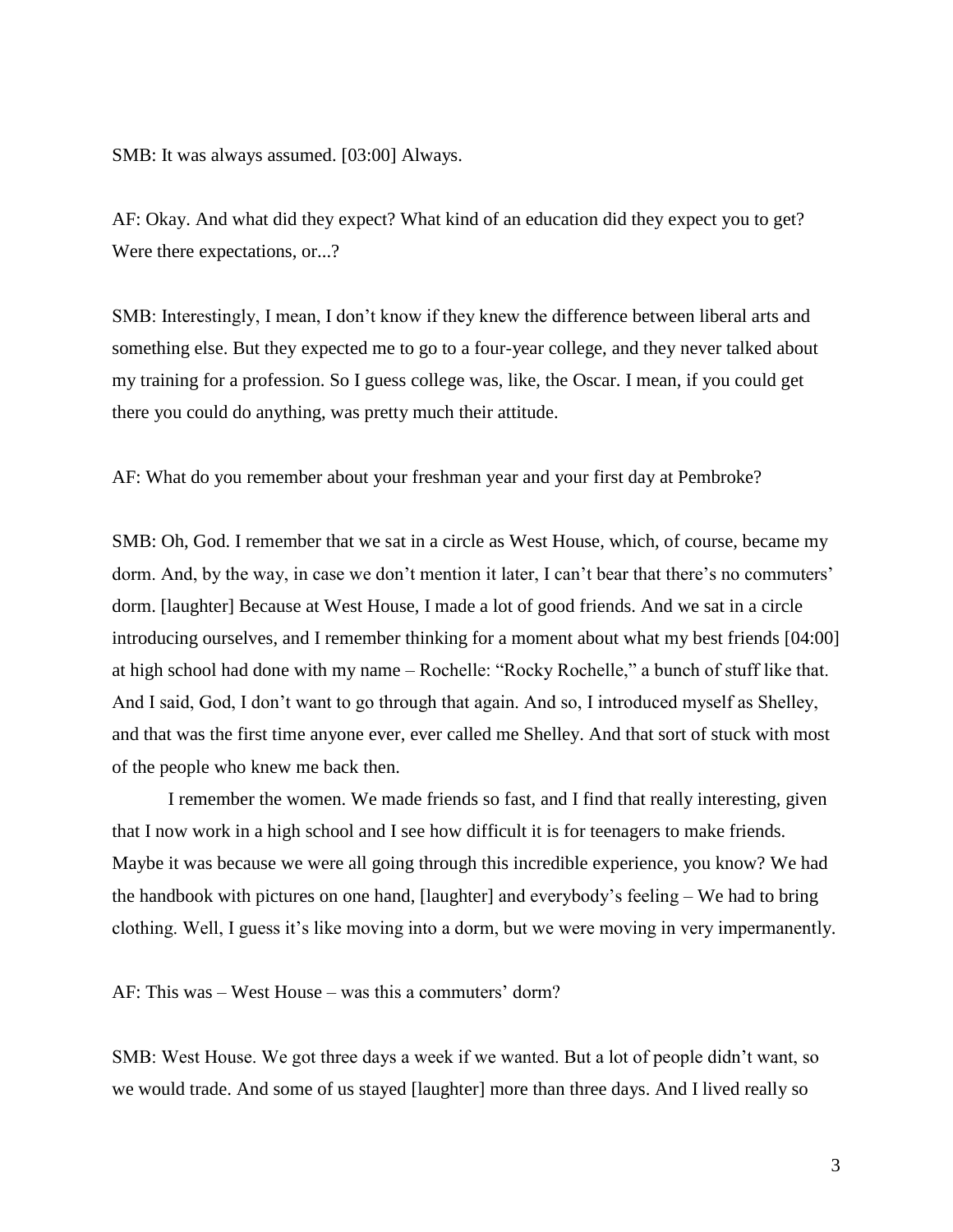SMB: It was always assumed. [03:00] Always.

AF: Okay. And what did they expect? What kind of an education did they expect you to get? Were there expectations, or...?

SMB: Interestingly, I mean, I don't know if they knew the difference between liberal arts and something else. But they expected me to go to a four-year college, and they never talked about my training for a profession. So I guess college was, like, the Oscar. I mean, if you could get there you could do anything, was pretty much their attitude.

AF: What do you remember about your freshman year and your first day at Pembroke?

SMB: Oh, God. I remember that we sat in a circle as West House, which, of course, became my dorm. And, by the way, in case we don't mention it later, I can't bear that there's no commuters' dorm. [laughter] Because at West House, I made a lot of good friends. And we sat in a circle introducing ourselves, and I remember thinking for a moment about what my best friends [04:00] at high school had done with my name – Rochelle: "Rocky Rochelle," a bunch of stuff like that. And I said, God, I don't want to go through that again. And so, I introduced myself as Shelley, and that was the first time anyone ever, ever called me Shelley. And that sort of stuck with most of the people who knew me back then.

I remember the women. We made friends so fast, and I find that really interesting, given that I now work in a high school and I see how difficult it is for teenagers to make friends. Maybe it was because we were all going through this incredible experience, you know? We had the handbook with pictures on one hand, [laughter] and everybody's feeling – We had to bring clothing. Well, I guess it's like moving into a dorm, but we were moving in very impermanently.

AF: This was – West House – was this a commuters' dorm?

SMB: West House. We got three days a week if we wanted. But a lot of people didn't want, so we would trade. And some of us stayed [laughter] more than three days. And I lived really so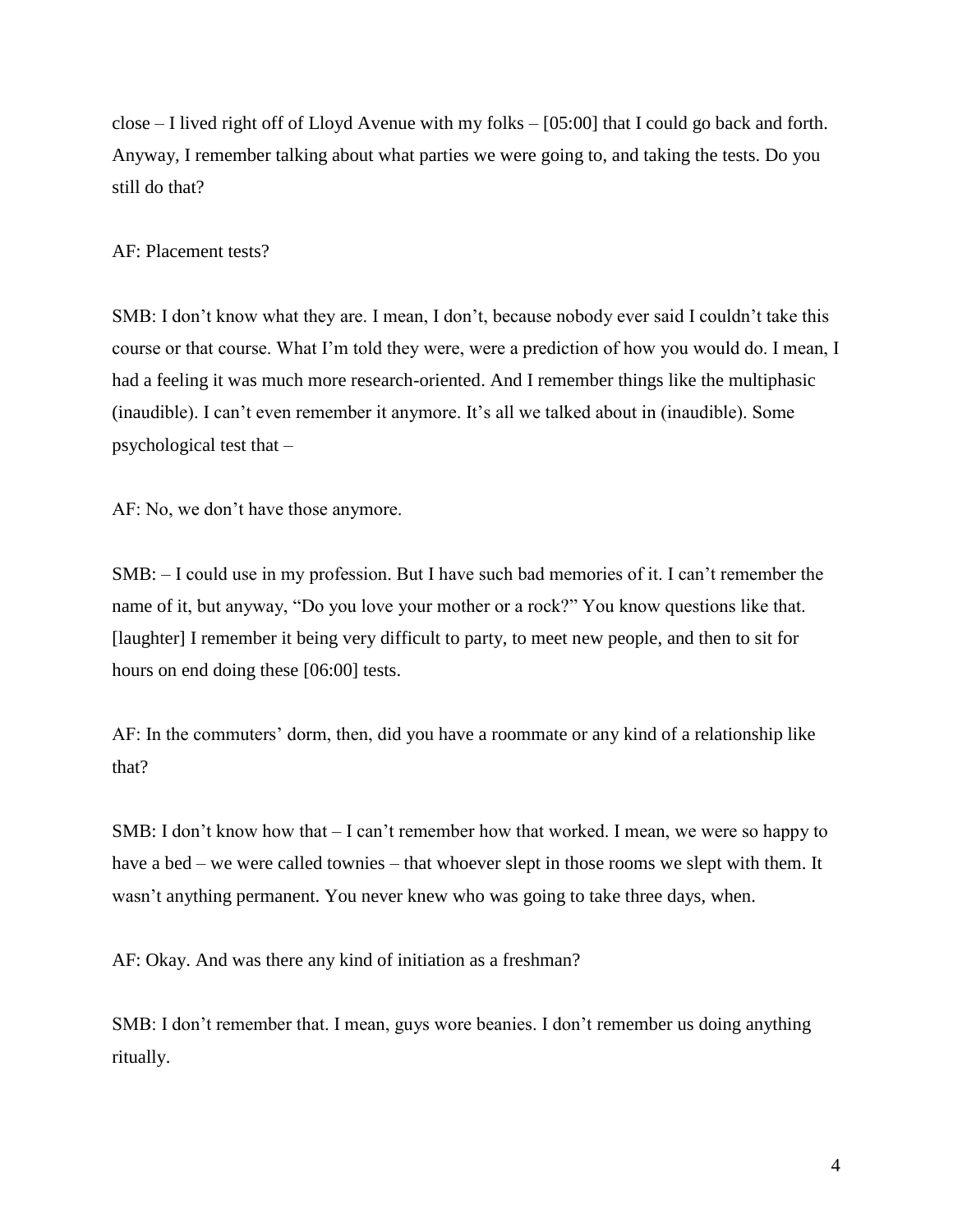close – I lived right off of Lloyd Avenue with my folks – [05:00] that I could go back and forth. Anyway, I remember talking about what parties we were going to, and taking the tests. Do you still do that?

AF: Placement tests?

SMB: I don't know what they are. I mean, I don't, because nobody ever said I couldn't take this course or that course. What I'm told they were, were a prediction of how you would do. I mean, I had a feeling it was much more research-oriented. And I remember things like the multiphasic (inaudible). I can't even remember it anymore. It's all we talked about in (inaudible). Some psychological test that –

AF: No, we don't have those anymore.

SMB: – I could use in my profession. But I have such bad memories of it. I can't remember the name of it, but anyway, "Do you love your mother or a rock?" You know questions like that. [laughter] I remember it being very difficult to party, to meet new people, and then to sit for hours on end doing these [06:00] tests.

AF: In the commuters' dorm, then, did you have a roommate or any kind of a relationship like that?

SMB: I don't know how that – I can't remember how that worked. I mean, we were so happy to have a bed – we were called townies – that whoever slept in those rooms we slept with them. It wasn't anything permanent. You never knew who was going to take three days, when.

AF: Okay. And was there any kind of initiation as a freshman?

SMB: I don't remember that. I mean, guys wore beanies. I don't remember us doing anything ritually.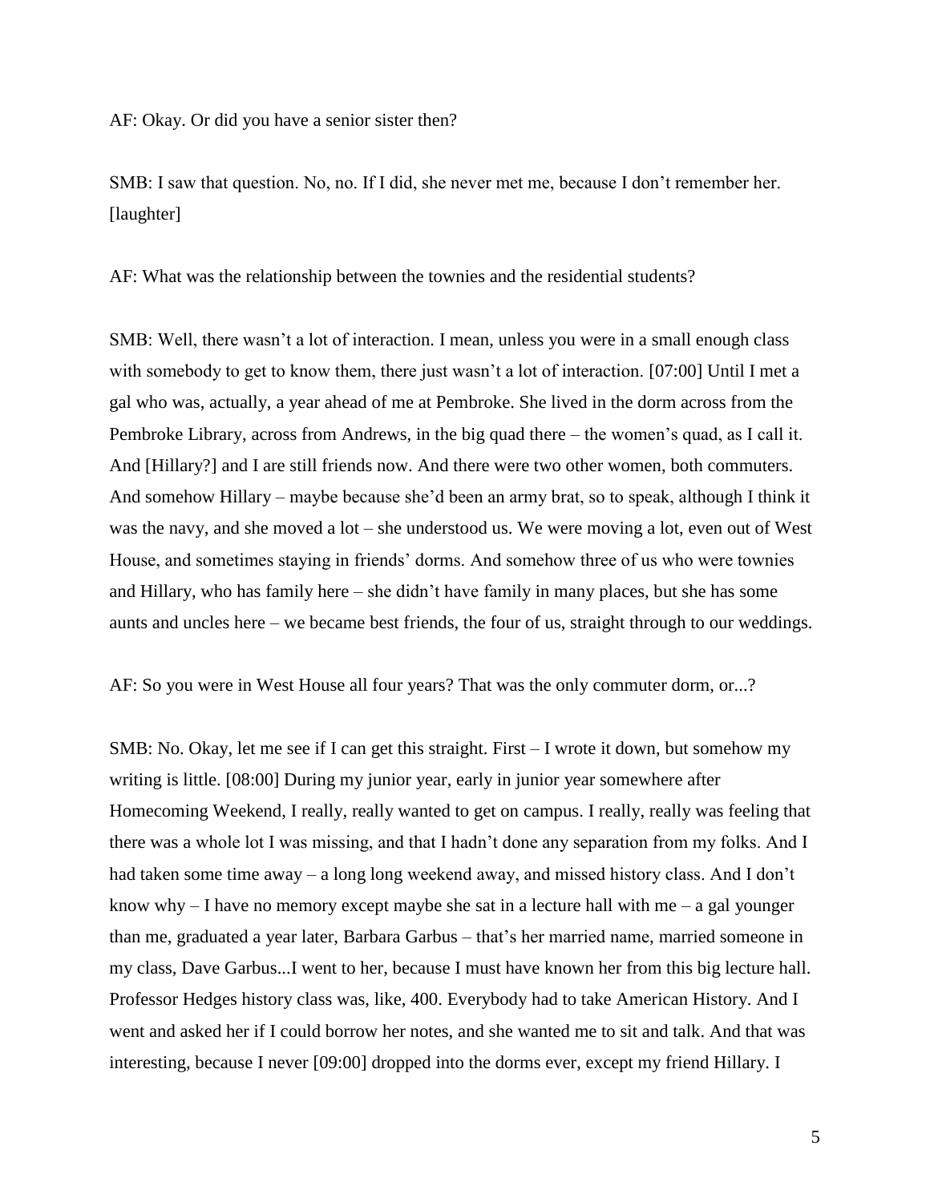AF: Okay. Or did you have a senior sister then?

SMB: I saw that question. No, no. If I did, she never met me, because I don't remember her. [laughter]

AF: What was the relationship between the townies and the residential students?

SMB: Well, there wasn't a lot of interaction. I mean, unless you were in a small enough class with somebody to get to know them, there just wasn't a lot of interaction. [07:00] Until I met a gal who was, actually, a year ahead of me at Pembroke. She lived in the dorm across from the Pembroke Library, across from Andrews, in the big quad there – the women's quad, as I call it. And [Hillary?] and I are still friends now. And there were two other women, both commuters. And somehow Hillary – maybe because she'd been an army brat, so to speak, although I think it was the navy, and she moved a lot – she understood us. We were moving a lot, even out of West House, and sometimes staying in friends' dorms. And somehow three of us who were townies and Hillary, who has family here – she didn't have family in many places, but she has some aunts and uncles here – we became best friends, the four of us, straight through to our weddings.

AF: So you were in West House all four years? That was the only commuter dorm, or...?

SMB: No. Okay, let me see if I can get this straight. First – I wrote it down, but somehow my writing is little. [08:00] During my junior year, early in junior year somewhere after Homecoming Weekend, I really, really wanted to get on campus. I really, really was feeling that there was a whole lot I was missing, and that I hadn't done any separation from my folks. And I had taken some time away – a long long weekend away, and missed history class. And I don't know why – I have no memory except maybe she sat in a lecture hall with me – a gal younger than me, graduated a year later, Barbara Garbus – that's her married name, married someone in my class, Dave Garbus...I went to her, because I must have known her from this big lecture hall. Professor Hedges history class was, like, 400. Everybody had to take American History. And I went and asked her if I could borrow her notes, and she wanted me to sit and talk. And that was interesting, because I never [09:00] dropped into the dorms ever, except my friend Hillary. I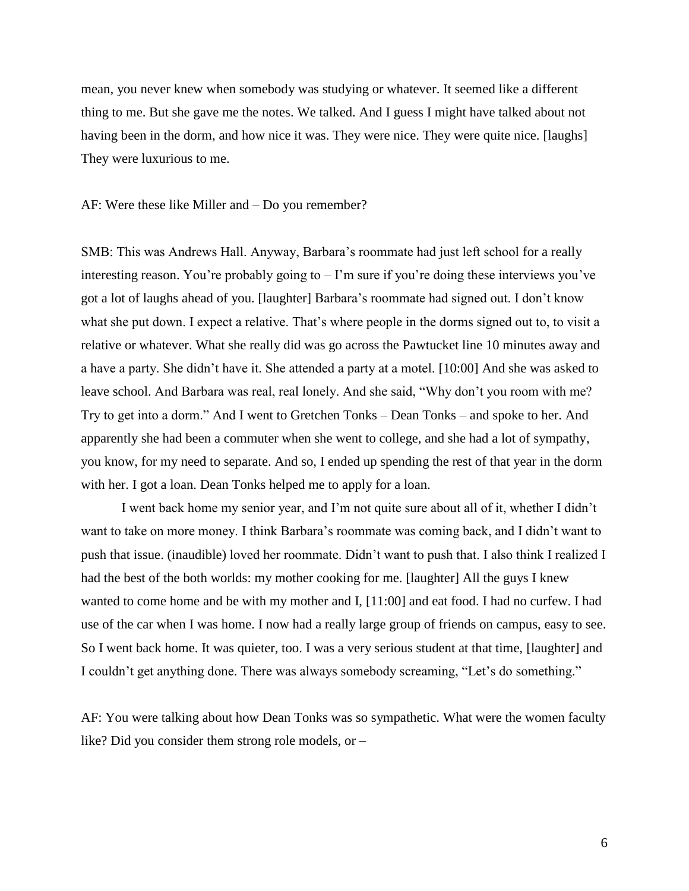mean, you never knew when somebody was studying or whatever. It seemed like a different thing to me. But she gave me the notes. We talked. And I guess I might have talked about not having been in the dorm, and how nice it was. They were nice. They were quite nice. [laughs] They were luxurious to me.

AF: Were these like Miller and – Do you remember?

SMB: This was Andrews Hall. Anyway, Barbara's roommate had just left school for a really interesting reason. You're probably going to – I'm sure if you're doing these interviews you've got a lot of laughs ahead of you. [laughter] Barbara's roommate had signed out. I don't know what she put down. I expect a relative. That's where people in the dorms signed out to, to visit a relative or whatever. What she really did was go across the Pawtucket line 10 minutes away and a have a party. She didn't have it. She attended a party at a motel. [10:00] And she was asked to leave school. And Barbara was real, real lonely. And she said, "Why don't you room with me? Try to get into a dorm." And I went to Gretchen Tonks – Dean Tonks – and spoke to her. And apparently she had been a commuter when she went to college, and she had a lot of sympathy, you know, for my need to separate. And so, I ended up spending the rest of that year in the dorm with her. I got a loan. Dean Tonks helped me to apply for a loan.

I went back home my senior year, and I'm not quite sure about all of it, whether I didn't want to take on more money. I think Barbara's roommate was coming back, and I didn't want to push that issue. (inaudible) loved her roommate. Didn't want to push that. I also think I realized I had the best of the both worlds: my mother cooking for me. [laughter] All the guys I knew wanted to come home and be with my mother and I, [11:00] and eat food. I had no curfew. I had use of the car when I was home. I now had a really large group of friends on campus, easy to see. So I went back home. It was quieter, too. I was a very serious student at that time, [laughter] and I couldn't get anything done. There was always somebody screaming, "Let's do something."

AF: You were talking about how Dean Tonks was so sympathetic. What were the women faculty like? Did you consider them strong role models, or –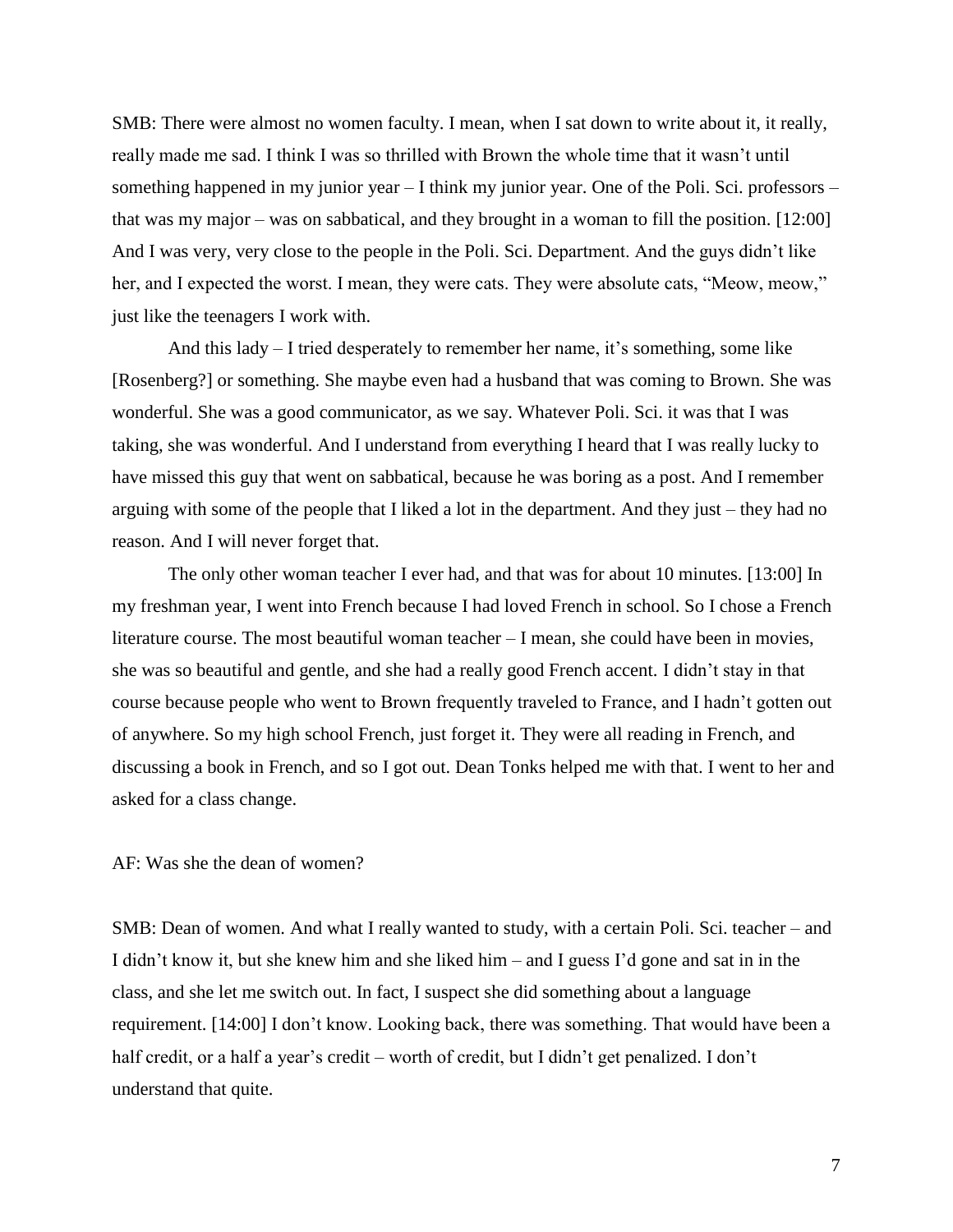SMB: There were almost no women faculty. I mean, when I sat down to write about it, it really, really made me sad. I think I was so thrilled with Brown the whole time that it wasn't until something happened in my junior year – I think my junior year. One of the Poli. Sci. professors – that was my major – was on sabbatical, and they brought in a woman to fill the position. [12:00] And I was very, very close to the people in the Poli. Sci. Department. And the guys didn't like her, and I expected the worst. I mean, they were cats. They were absolute cats, "Meow, meow," just like the teenagers I work with.

And this lady – I tried desperately to remember her name, it's something, some like [Rosenberg?] or something. She maybe even had a husband that was coming to Brown. She was wonderful. She was a good communicator, as we say. Whatever Poli. Sci. it was that I was taking, she was wonderful. And I understand from everything I heard that I was really lucky to have missed this guy that went on sabbatical, because he was boring as a post. And I remember arguing with some of the people that I liked a lot in the department. And they just – they had no reason. And I will never forget that.

The only other woman teacher I ever had, and that was for about 10 minutes. [13:00] In my freshman year, I went into French because I had loved French in school. So I chose a French literature course. The most beautiful woman teacher – I mean, she could have been in movies, she was so beautiful and gentle, and she had a really good French accent. I didn't stay in that course because people who went to Brown frequently traveled to France, and I hadn't gotten out of anywhere. So my high school French, just forget it. They were all reading in French, and discussing a book in French, and so I got out. Dean Tonks helped me with that. I went to her and asked for a class change.

AF: Was she the dean of women?

SMB: Dean of women. And what I really wanted to study, with a certain Poli. Sci. teacher – and I didn't know it, but she knew him and she liked him – and I guess I'd gone and sat in in the class, and she let me switch out. In fact, I suspect she did something about a language requirement. [14:00] I don't know. Looking back, there was something. That would have been a half credit, or a half a year's credit – worth of credit, but I didn't get penalized. I don't understand that quite.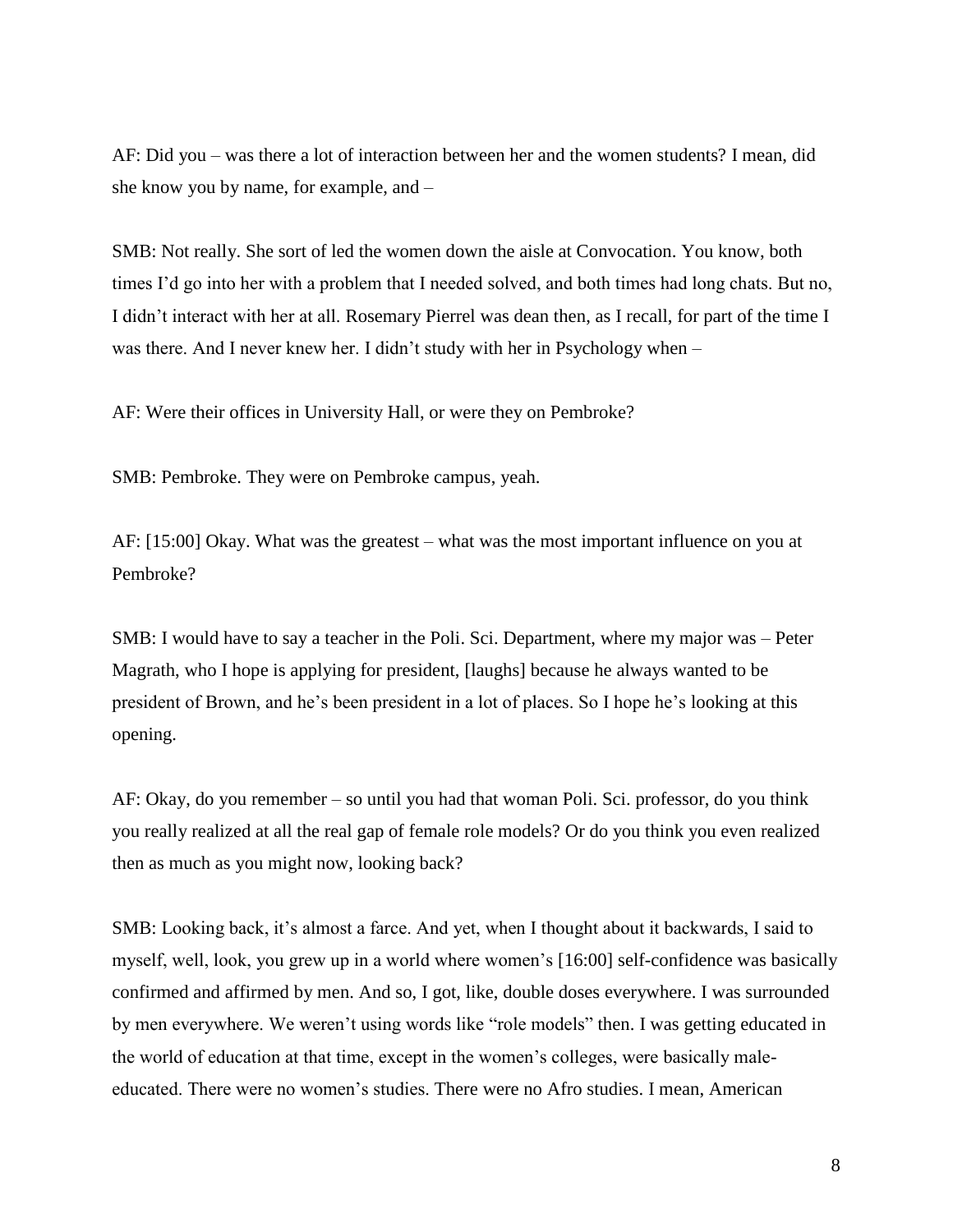AF: Did you – was there a lot of interaction between her and the women students? I mean, did she know you by name, for example, and –

SMB: Not really. She sort of led the women down the aisle at Convocation. You know, both times I'd go into her with a problem that I needed solved, and both times had long chats. But no, I didn't interact with her at all. Rosemary Pierrel was dean then, as I recall, for part of the time I was there. And I never knew her. I didn't study with her in Psychology when –

AF: Were their offices in University Hall, or were they on Pembroke?

SMB: Pembroke. They were on Pembroke campus, yeah.

AF: [15:00] Okay. What was the greatest – what was the most important influence on you at Pembroke?

SMB: I would have to say a teacher in the Poli. Sci. Department, where my major was – Peter Magrath, who I hope is applying for president, [laughs] because he always wanted to be president of Brown, and he's been president in a lot of places. So I hope he's looking at this opening.

AF: Okay, do you remember – so until you had that woman Poli. Sci. professor, do you think you really realized at all the real gap of female role models? Or do you think you even realized then as much as you might now, looking back?

SMB: Looking back, it's almost a farce. And yet, when I thought about it backwards, I said to myself, well, look, you grew up in a world where women's [16:00] self-confidence was basically confirmed and affirmed by men. And so, I got, like, double doses everywhere. I was surrounded by men everywhere. We weren't using words like "role models" then. I was getting educated in the world of education at that time, except in the women's colleges, were basically male-educated. There were no women's studies. There were no Afro studies. I mean, American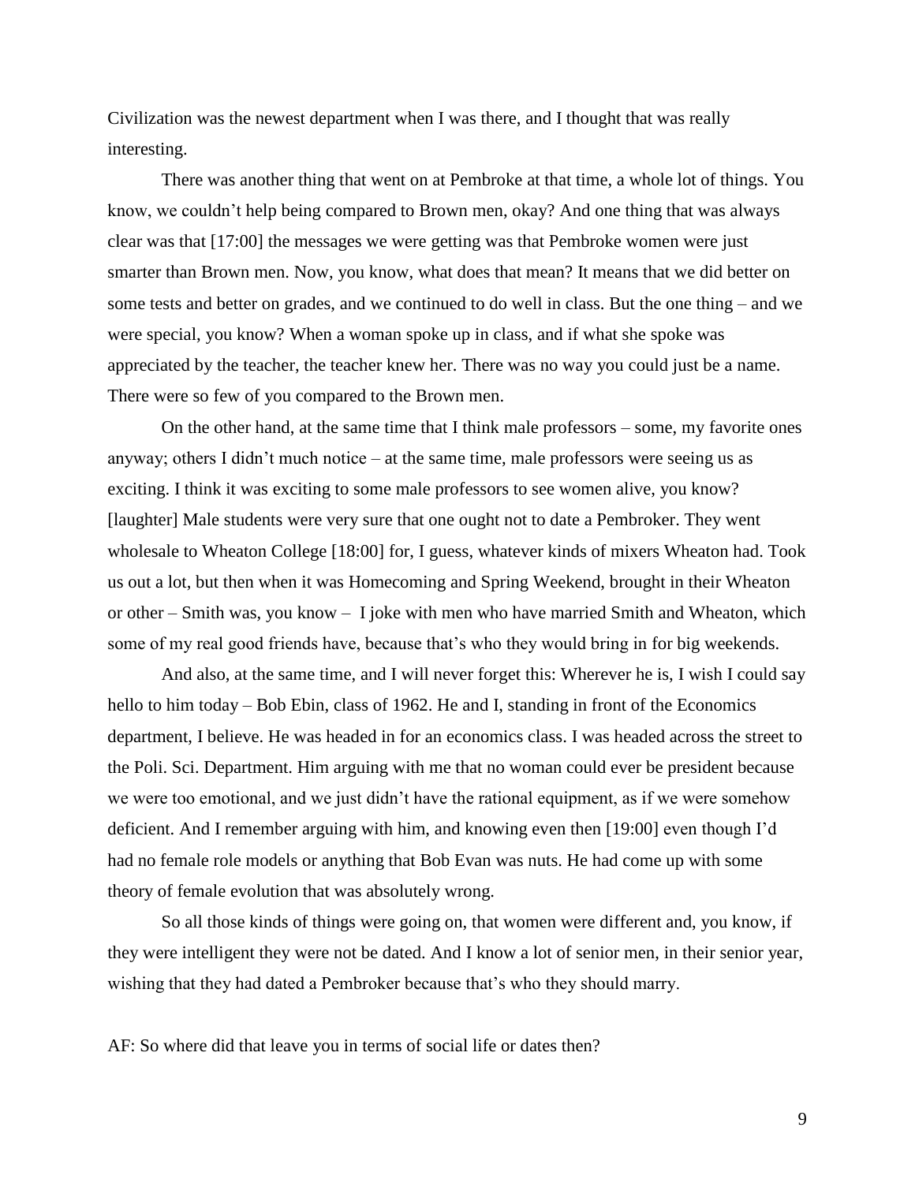Civilization was the newest department when I was there, and I thought that was really interesting.

There was another thing that went on at Pembroke at that time, a whole lot of things. You know, we couldn't help being compared to Brown men, okay? And one thing that was always clear was that [17:00] the messages we were getting was that Pembroke women were just smarter than Brown men. Now, you know, what does that mean? It means that we did better on some tests and better on grades, and we continued to do well in class. But the one thing – and we were special, you know? When a woman spoke up in class, and if what she spoke was appreciated by the teacher, the teacher knew her. There was no way you could just be a name. There were so few of you compared to the Brown men.

On the other hand, at the same time that I think male professors – some, my favorite ones anyway; others I didn't much notice – at the same time, male professors were seeing us as exciting. I think it was exciting to some male professors to see women alive, you know? [laughter] Male students were very sure that one ought not to date a Pembroker. They went wholesale to Wheaton College [18:00] for, I guess, whatever kinds of mixers Wheaton had. Took us out a lot, but then when it was Homecoming and Spring Weekend, brought in their Wheaton or other – Smith was, you know – I joke with men who have married Smith and Wheaton, which some of my real good friends have, because that's who they would bring in for big weekends.

And also, at the same time, and I will never forget this: Wherever he is, I wish I could say hello to him today – Bob Ebin, class of 1962. He and I, standing in front of the Economics department, I believe. He was headed in for an economics class. I was headed across the street to the Poli. Sci. Department. Him arguing with me that no woman could ever be president because we were too emotional, and we just didn't have the rational equipment, as if we were somehow deficient. And I remember arguing with him, and knowing even then [19:00] even though I'd had no female role models or anything that Bob Evan was nuts. He had come up with some theory of female evolution that was absolutely wrong.

So all those kinds of things were going on, that women were different and, you know, if they were intelligent they were not be dated. And I know a lot of senior men, in their senior year, wishing that they had dated a Pembroker because that's who they should marry.

AF: So where did that leave you in terms of social life or dates then?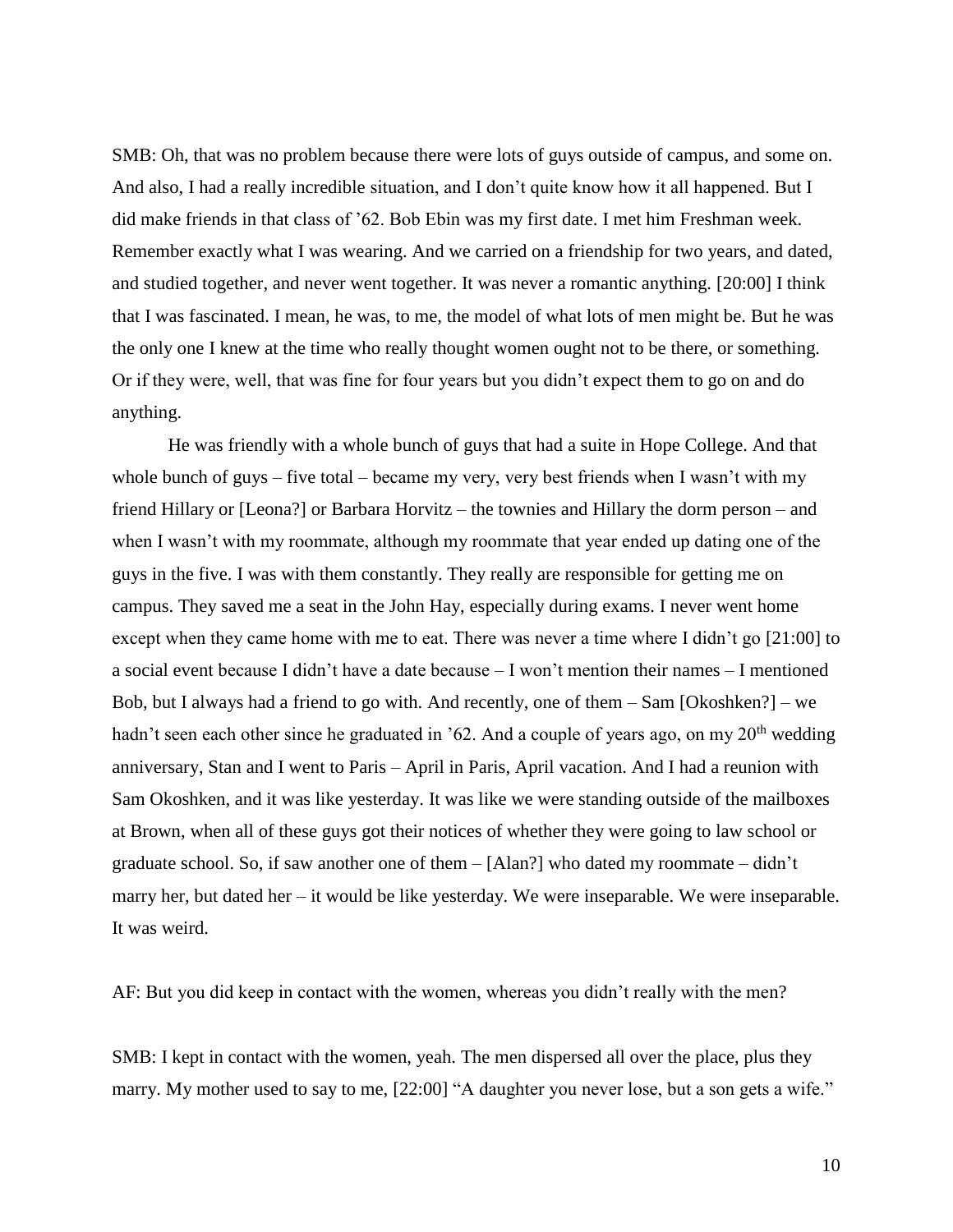SMB: Oh, that was no problem because there were lots of guys outside of campus, and some on. And also, I had a really incredible situation, and I don't quite know how it all happened. But I did make friends in that class of '62. Bob Ebin was my first date. I met him Freshman week. Remember exactly what I was wearing. And we carried on a friendship for two years, and dated, and studied together, and never went together. It was never a romantic anything. [20:00] I think that I was fascinated. I mean, he was, to me, the model of what lots of men might be. But he was the only one I knew at the time who really thought women ought not to be there, or something. Or if they were, well, that was fine for four years but you didn't expect them to go on and do anything.

He was friendly with a whole bunch of guys that had a suite in Hope College. And that whole bunch of guys – five total – became my very, very best friends when I wasn't with my friend Hillary or [Leona?] or Barbara Horvitz – the townies and Hillary the dorm person – and when I wasn't with my roommate, although my roommate that year ended up dating one of the guys in the five. I was with them constantly. They really are responsible for getting me on campus. They saved me a seat in the John Hay, especially during exams. I never went home except when they came home with me to eat. There was never a time where I didn't go [21:00] to a social event because I didn't have a date because – I won't mention their names – I mentioned Bob, but I always had a friend to go with. And recently, one of them – Sam [Okoshken?] – we hadn't seen each other since he graduated in '62. And a couple of years ago, on my 20th wedding anniversary, Stan and I went to Paris – April in Paris, April vacation. And I had a reunion with Sam Okoshken, and it was like yesterday. It was like we were standing outside of the mailboxes at Brown, when all of these guys got their notices of whether they were going to law school or graduate school. So, if saw another one of them – [Alan?] who dated my roommate – didn't marry her, but dated her – it would be like yesterday. We were inseparable. We were inseparable. It was weird.

AF: But you did keep in contact with the women, whereas you didn't really with the men?

SMB: I kept in contact with the women, yeah. The men dispersed all over the place, plus they marry. My mother used to say to me, [22:00] "A daughter you never lose, but a son gets a wife."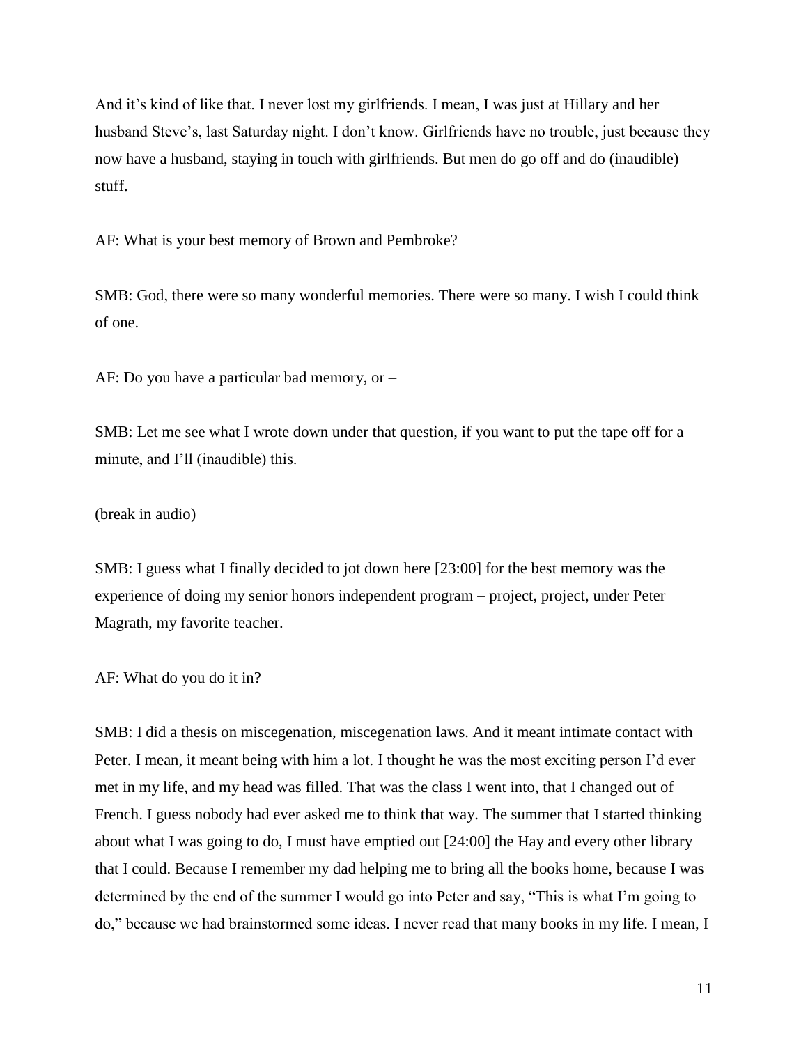And it's kind of like that. I never lost my girlfriends. I mean, I was just at Hillary and her husband Steve's, last Saturday night. I don't know. Girlfriends have no trouble, just because they now have a husband, staying in touch with girlfriends. But men do go off and do (inaudible) stuff.

AF: What is your best memory of Brown and Pembroke?

SMB: God, there were so many wonderful memories. There were so many. I wish I could think of one.

AF: Do you have a particular bad memory, or –

SMB: Let me see what I wrote down under that question, if you want to put the tape off for a minute, and I'll (inaudible) this.

(break in audio)

SMB: I guess what I finally decided to jot down here [23:00] for the best memory was the experience of doing my senior honors independent program – project, project, under Peter Magrath, my favorite teacher.

AF: What do you do it in?

SMB: I did a thesis on miscegenation, miscegenation laws. And it meant intimate contact with Peter. I mean, it meant being with him a lot. I thought he was the most exciting person I'd ever met in my life, and my head was filled. That was the class I went into, that I changed out of French. I guess nobody had ever asked me to think that way. The summer that I started thinking about what I was going to do, I must have emptied out [24:00] the Hay and every other library that I could. Because I remember my dad helping me to bring all the books home, because I was determined by the end of the summer I would go into Peter and say, "This is what I'm going to do," because we had brainstormed some ideas. I never read that many books in my life. I mean, I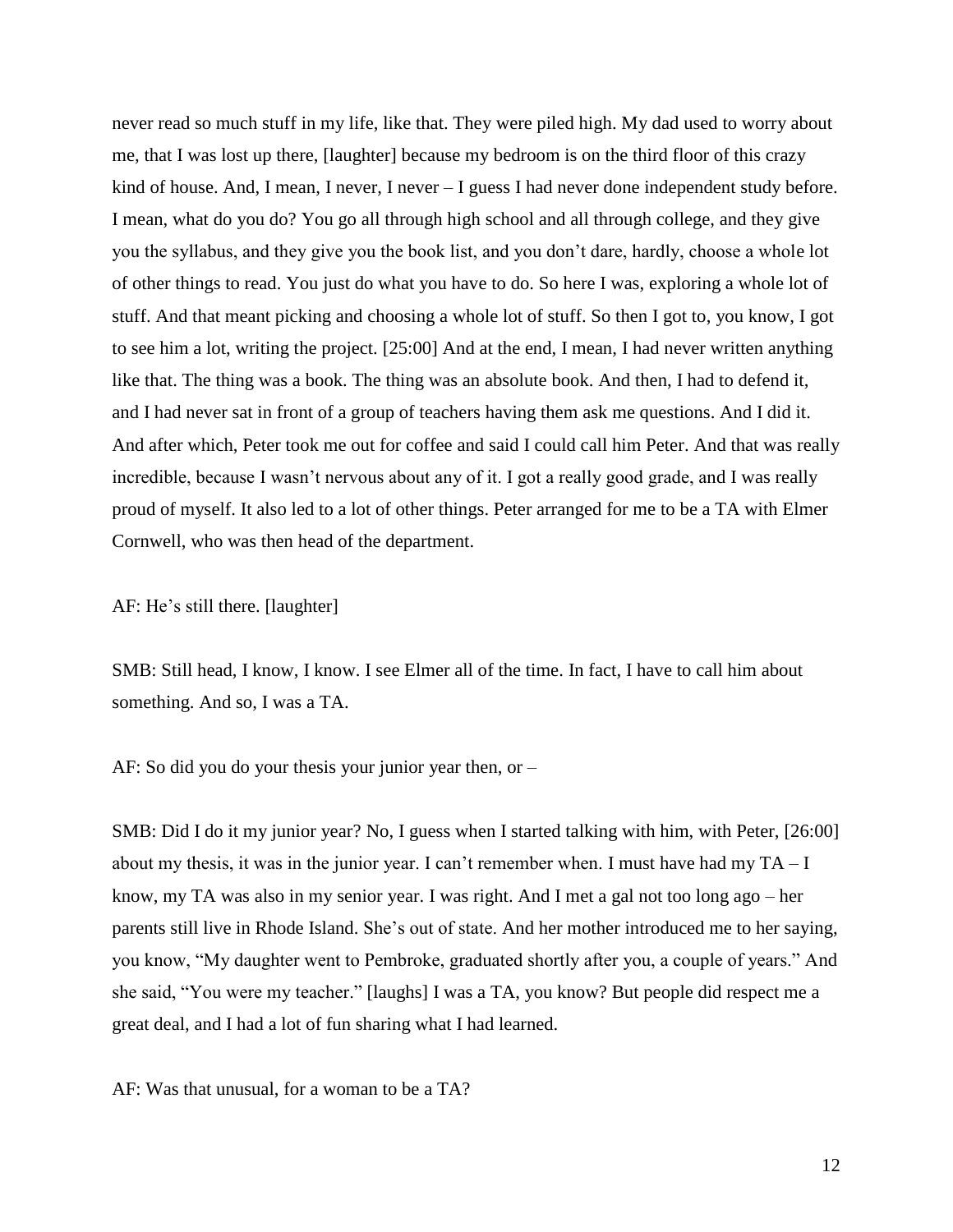never read so much stuff in my life, like that. They were piled high. My dad used to worry about me, that I was lost up there, [laughter] because my bedroom is on the third floor of this crazy kind of house. And, I mean, I never, I never – I guess I had never done independent study before. I mean, what do you do? You go all through high school and all through college, and they give you the syllabus, and they give you the book list, and you don't dare, hardly, choose a whole lot of other things to read. You just do what you have to do. So here I was, exploring a whole lot of stuff. And that meant picking and choosing a whole lot of stuff. So then I got to, you know, I got to see him a lot, writing the project. [25:00] And at the end, I mean, I had never written anything like that. The thing was a book. The thing was an absolute book. And then, I had to defend it, and I had never sat in front of a group of teachers having them ask me questions. And I did it. And after which, Peter took me out for coffee and said I could call him Peter. And that was really incredible, because I wasn't nervous about any of it. I got a really good grade, and I was really proud of myself. It also led to a lot of other things. Peter arranged for me to be a TA with Elmer Cornwell, who was then head of the department.

AF: He's still there. [laughter]

SMB: Still head, I know, I know. I see Elmer all of the time. In fact, I have to call him about something. And so, I was a TA.

AF: So did you do your thesis your junior year then, or –

SMB: Did I do it my junior year? No, I guess when I started talking with him, with Peter, [26:00] about my thesis, it was in the junior year. I can't remember when. I must have had my TA – I know, my TA was also in my senior year. I was right. And I met a gal not too long ago – her parents still live in Rhode Island. She's out of state. And her mother introduced me to her saying, you know, "My daughter went to Pembroke, graduated shortly after you, a couple of years." And she said, "You were my teacher." [laughs] I was a TA, you know? But people did respect me a great deal, and I had a lot of fun sharing what I had learned.

AF: Was that unusual, for a woman to be a TA?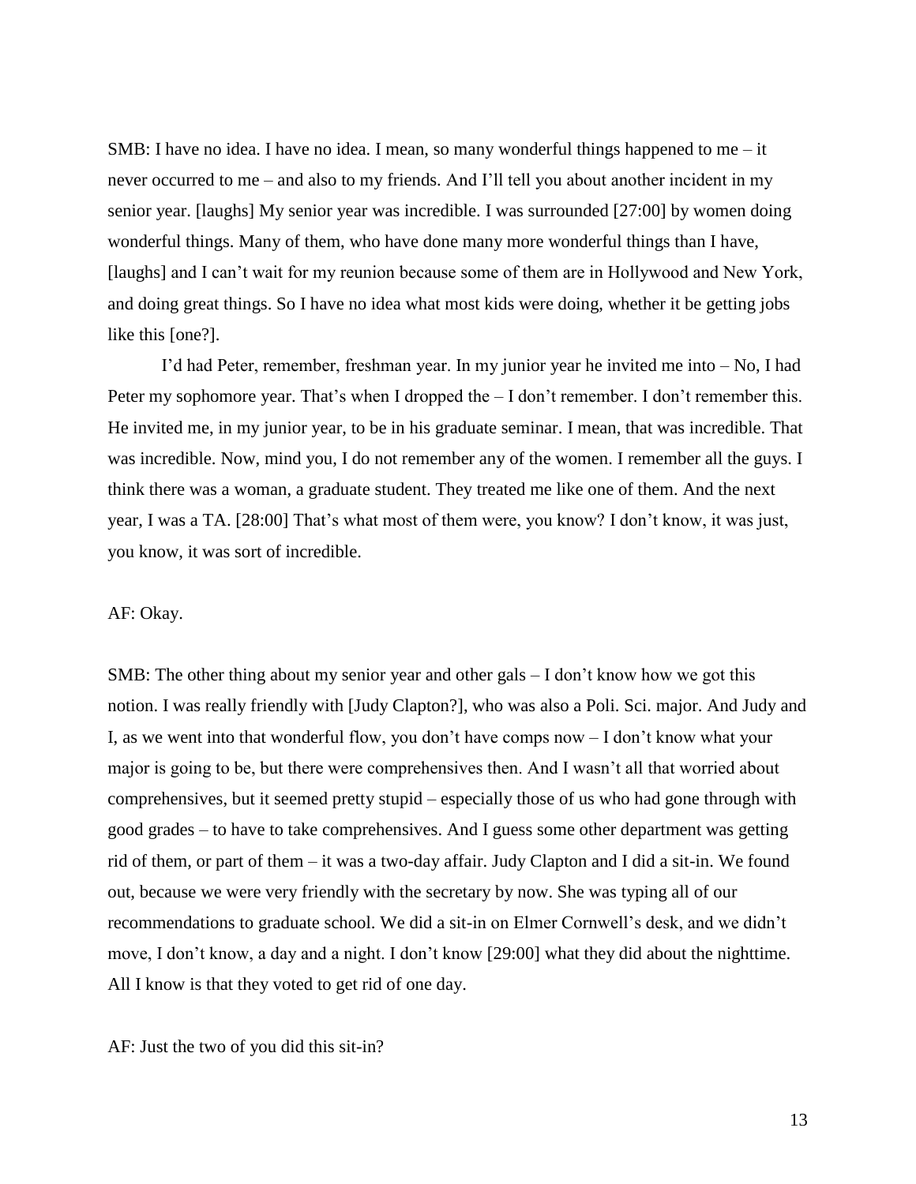SMB: I have no idea. I have no idea. I mean, so many wonderful things happened to me – it never occurred to me – and also to my friends. And I'll tell you about another incident in my senior year. [laughs] My senior year was incredible. I was surrounded [27:00] by women doing wonderful things. Many of them, who have done many more wonderful things than I have, [laughs] and I can't wait for my reunion because some of them are in Hollywood and New York, and doing great things. So I have no idea what most kids were doing, whether it be getting jobs like this [one?].

I'd had Peter, remember, freshman year. In my junior year he invited me into – No, I had Peter my sophomore year. That's when I dropped the – I don't remember. I don't remember this. He invited me, in my junior year, to be in his graduate seminar. I mean, that was incredible. That was incredible. Now, mind you, I do not remember any of the women. I remember all the guys. I think there was a woman, a graduate student. They treated me like one of them. And the next year, I was a TA. [28:00] That's what most of them were, you know? I don't know, it was just, you know, it was sort of incredible.

AF: Okay.

SMB: The other thing about my senior year and other gals – I don't know how we got this notion. I was really friendly with [Judy Clapton?], who was also a Poli. Sci. major. And Judy and I, as we went into that wonderful flow, you don't have comps now – I don't know what your major is going to be, but there were comprehensives then. And I wasn't all that worried about comprehensives, but it seemed pretty stupid – especially those of us who had gone through with good grades – to have to take comprehensives. And I guess some other department was getting rid of them, or part of them – it was a two-day affair. Judy Clapton and I did a sit-in. We found out, because we were very friendly with the secretary by now. She was typing all of our recommendations to graduate school. We did a sit-in on Elmer Cornwell's desk, and we didn't move, I don't know, a day and a night. I don't know [29:00] what they did about the nighttime. All I know is that they voted to get rid of one day.

AF: Just the two of you did this sit-in?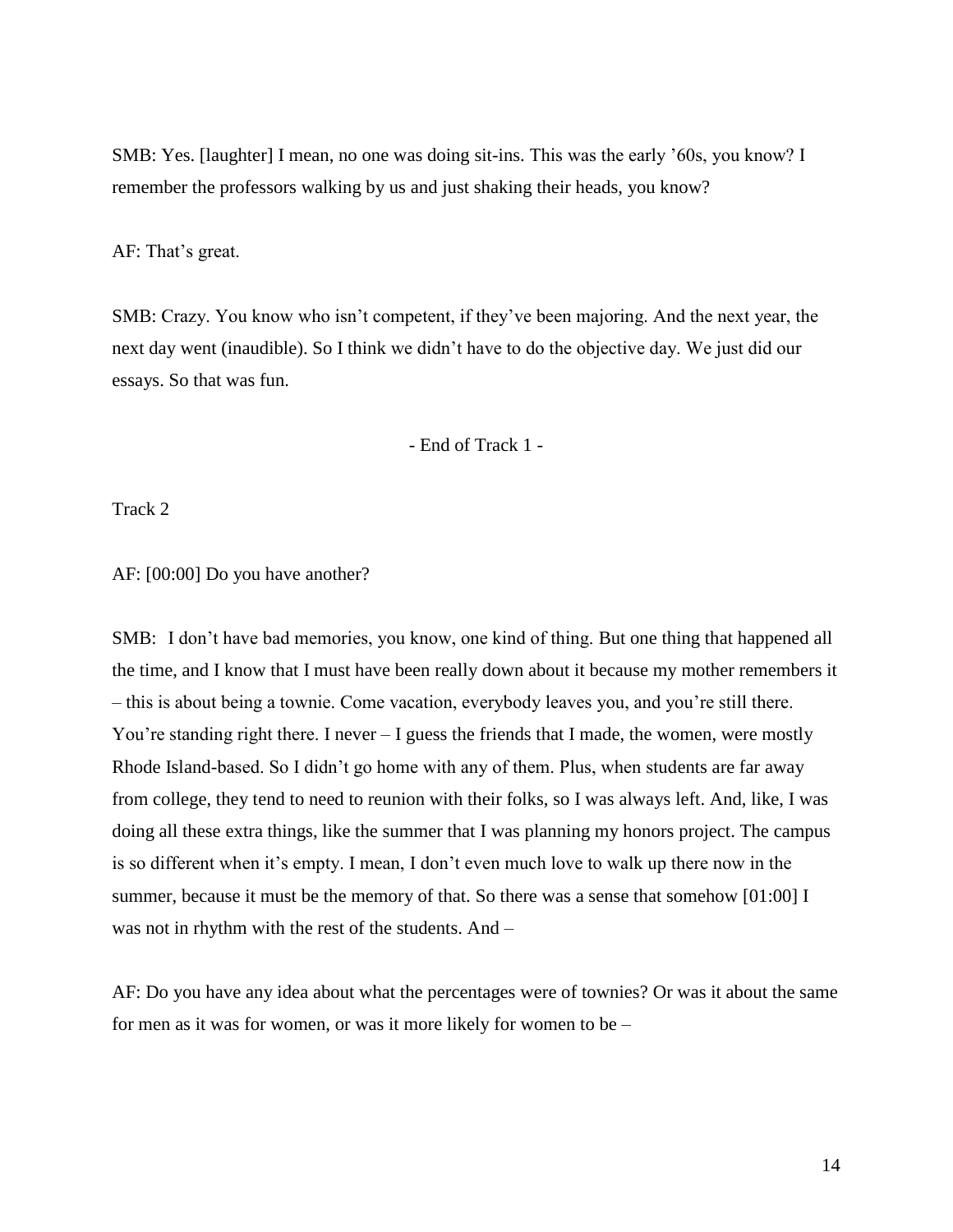SMB: Yes. [laughter] I mean, no one was doing sit-ins. This was the early '60s, you know? I remember the professors walking by us and just shaking their heads, you know?

AF: That's great.

SMB: Crazy. You know who isn't competent, if they've been majoring. And the next year, the next day went (inaudible). So I think we didn't have to do the objective day. We just did our essays. So that was fun.

- End of Track 1 -

Track 2

AF: [00:00] Do you have another?

SMB: I don't have bad memories, you know, one kind of thing. But one thing that happened all the time, and I know that I must have been really down about it because my mother remembers it – this is about being a townie. Come vacation, everybody leaves you, and you're still there. You're standing right there. I never – I guess the friends that I made, the women, were mostly Rhode Island-based. So I didn't go home with any of them. Plus, when students are far away from college, they tend to need to reunion with their folks, so I was always left. And, like, I was doing all these extra things, like the summer that I was planning my honors project. The campus is so different when it's empty. I mean, I don't even much love to walk up there now in the summer, because it must be the memory of that. So there was a sense that somehow [01:00] I was not in rhythm with the rest of the students. And –

AF: Do you have any idea about what the percentages were of townies? Or was it about the same for men as it was for women, or was it more likely for women to be –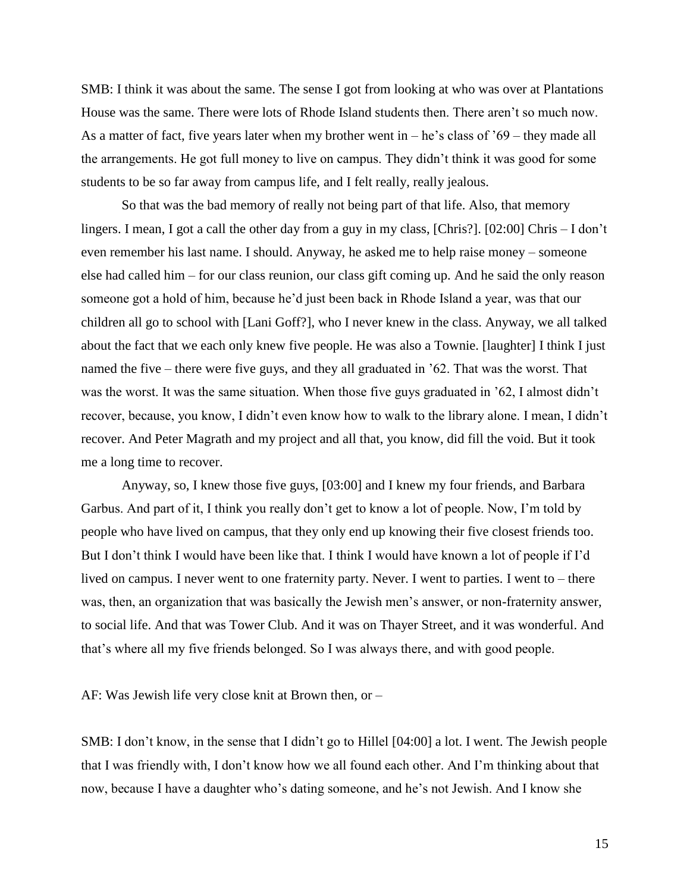SMB: I think it was about the same. The sense I got from looking at who was over at Plantations House was the same. There were lots of Rhode Island students then. There aren't so much now. As a matter of fact, five years later when my brother went in – he's class of '69 – they made all the arrangements. He got full money to live on campus. They didn't think it was good for some students to be so far away from campus life, and I felt really, really jealous.

So that was the bad memory of really not being part of that life. Also, that memory lingers. I mean, I got a call the other day from a guy in my class, [Chris?]. [02:00] Chris – I don't even remember his last name. I should. Anyway, he asked me to help raise money – someone else had called him – for our class reunion, our class gift coming up. And he said the only reason someone got a hold of him, because he'd just been back in Rhode Island a year, was that our children all go to school with [Lani Goff?], who I never knew in the class. Anyway, we all talked about the fact that we each only knew five people. He was also a Townie. [laughter] I think I just named the five – there were five guys, and they all graduated in '62. That was the worst. That was the worst. It was the same situation. When those five guys graduated in '62, I almost didn't recover, because, you know, I didn't even know how to walk to the library alone. I mean, I didn't recover. And Peter Magrath and my project and all that, you know, did fill the void. But it took me a long time to recover.

Anyway, so, I knew those five guys, [03:00] and I knew my four friends, and Barbara Garbus. And part of it, I think you really don't get to know a lot of people. Now, I'm told by people who have lived on campus, that they only end up knowing their five closest friends too. But I don't think I would have been like that. I think I would have known a lot of people if I'd lived on campus. I never went to one fraternity party. Never. I went to parties. I went to – there was, then, an organization that was basically the Jewish men's answer, or non-fraternity answer, to social life. And that was Tower Club. And it was on Thayer Street, and it was wonderful. And that's where all my five friends belonged. So I was always there, and with good people.

AF: Was Jewish life very close knit at Brown then, or –

SMB: I don't know, in the sense that I didn't go to Hillel [04:00] a lot. I went. The Jewish people that I was friendly with, I don't know how we all found each other. And I'm thinking about that now, because I have a daughter who's dating someone, and he's not Jewish. And I know she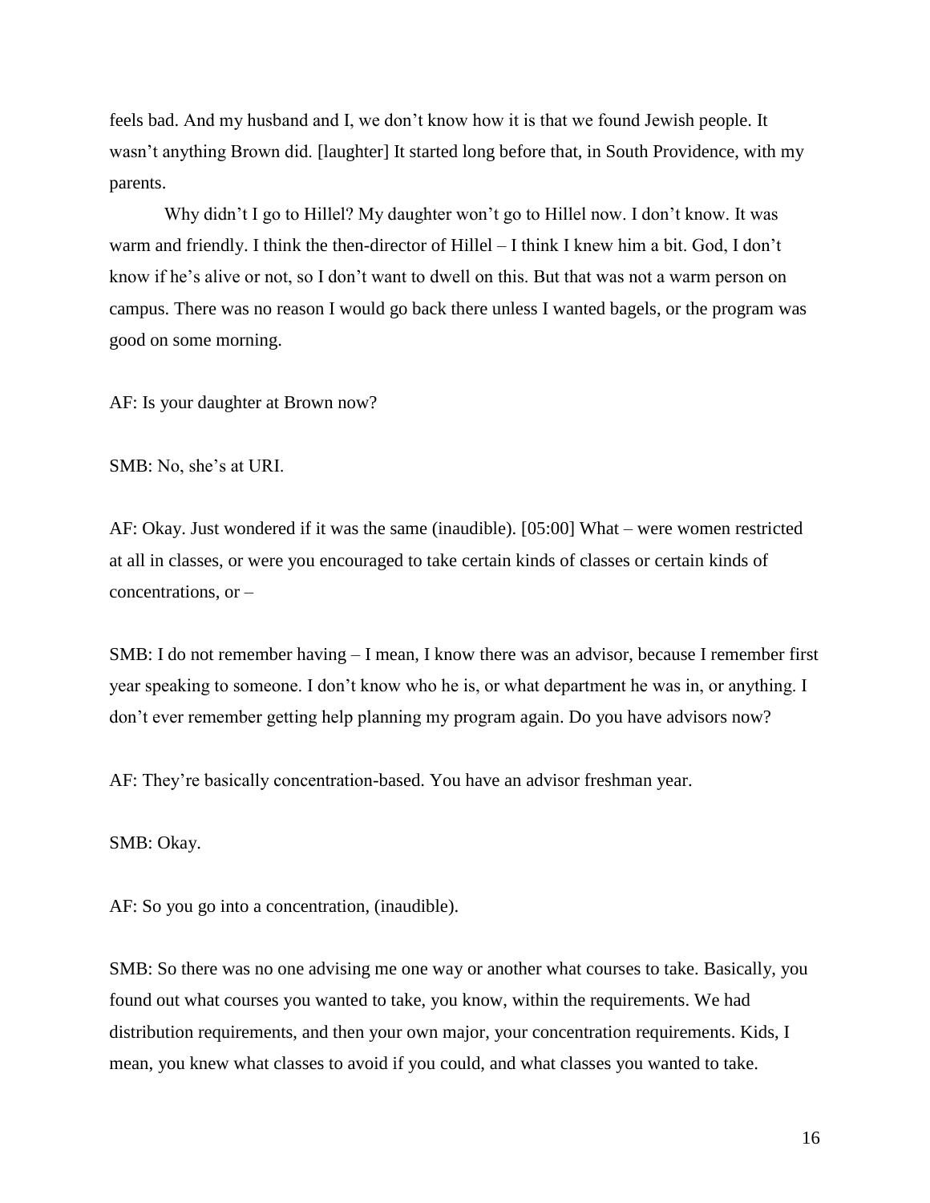feels bad. And my husband and I, we don't know how it is that we found Jewish people. It wasn't anything Brown did. [laughter] It started long before that, in South Providence, with my parents.

Why didn't I go to Hillel? My daughter won't go to Hillel now. I don't know. It was warm and friendly. I think the then-director of Hillel – I think I knew him a bit. God, I don't know if he's alive or not, so I don't want to dwell on this. But that was not a warm person on campus. There was no reason I would go back there unless I wanted bagels, or the program was good on some morning.

AF: Is your daughter at Brown now?

SMB: No, she's at URI.

AF: Okay. Just wondered if it was the same (inaudible). [05:00] What – were women restricted at all in classes, or were you encouraged to take certain kinds of classes or certain kinds of concentrations, or –

SMB: I do not remember having – I mean, I know there was an advisor, because I remember first year speaking to someone. I don't know who he is, or what department he was in, or anything. I don't ever remember getting help planning my program again. Do you have advisors now?

AF: They're basically concentration-based. You have an advisor freshman year.

SMB: Okay.

AF: So you go into a concentration, (inaudible).

SMB: So there was no one advising me one way or another what courses to take. Basically, you found out what courses you wanted to take, you know, within the requirements. We had distribution requirements, and then your own major, your concentration requirements. Kids, I mean, you knew what classes to avoid if you could, and what classes you wanted to take.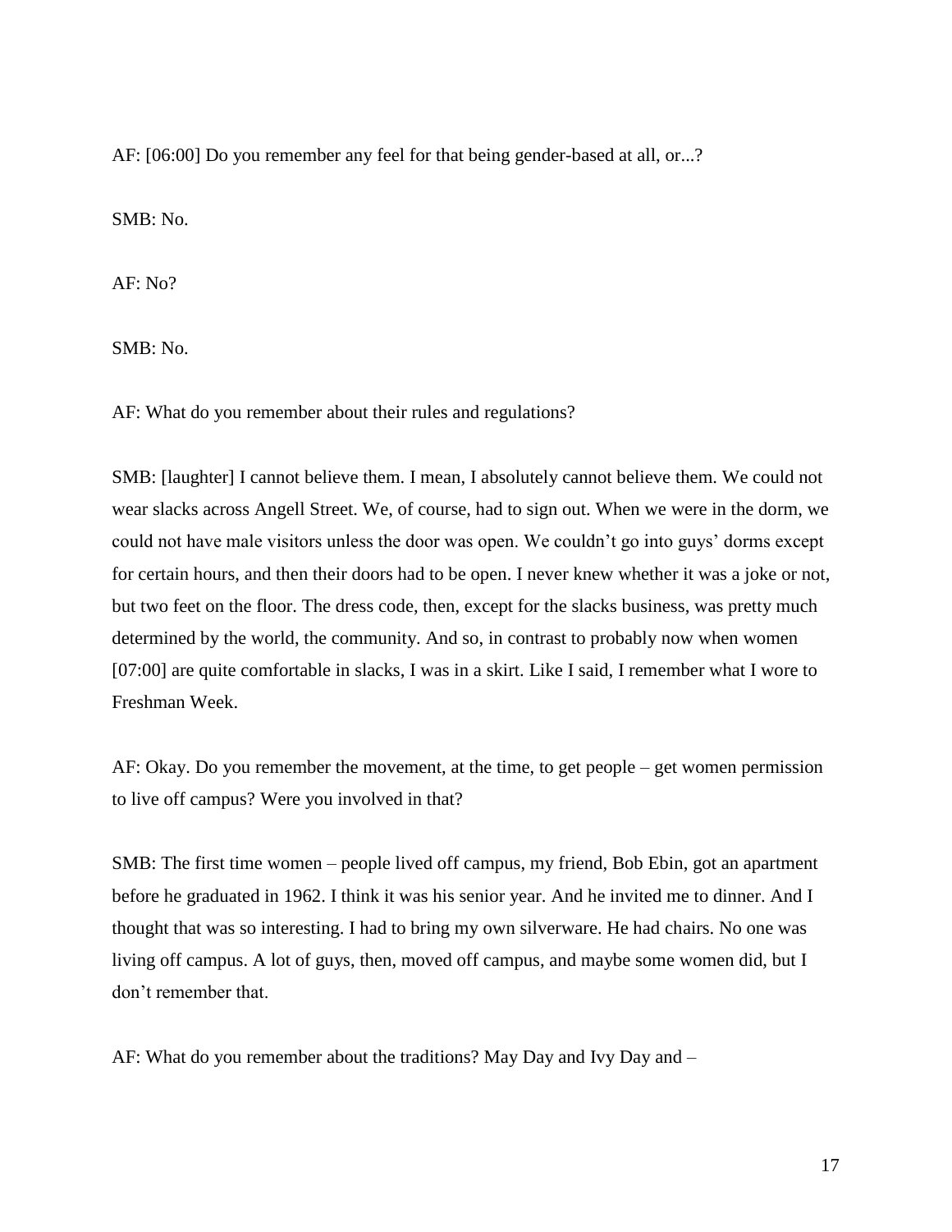AF: [06:00] Do you remember any feel for that being gender-based at all, or...?

SMB: No.

AF: No?

SMB: No.

AF: What do you remember about their rules and regulations?

SMB: [laughter] I cannot believe them. I mean, I absolutely cannot believe them. We could not wear slacks across Angell Street. We, of course, had to sign out. When we were in the dorm, we could not have male visitors unless the door was open. We couldn't go into guys' dorms except for certain hours, and then their doors had to be open. I never knew whether it was a joke or not, but two feet on the floor. The dress code, then, except for the slacks business, was pretty much determined by the world, the community. And so, in contrast to probably now when women [07:00] are quite comfortable in slacks, I was in a skirt. Like I said, I remember what I wore to Freshman Week.

AF: Okay. Do you remember the movement, at the time, to get people – get women permission to live off campus? Were you involved in that?

SMB: The first time women – people lived off campus, my friend, Bob Ebin, got an apartment before he graduated in 1962. I think it was his senior year. And he invited me to dinner. And I thought that was so interesting. I had to bring my own silverware. He had chairs. No one was living off campus. A lot of guys, then, moved off campus, and maybe some women did, but I don't remember that.

AF: What do you remember about the traditions? May Day and Ivy Day and –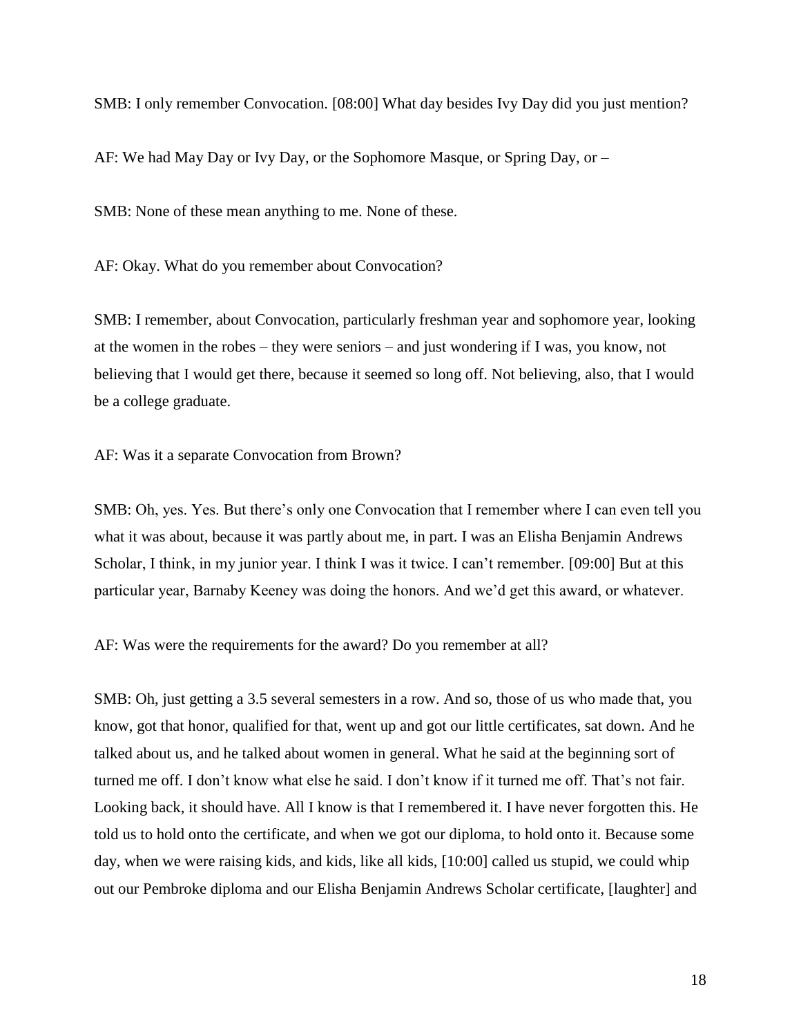SMB: I only remember Convocation. [08:00] What day besides Ivy Day did you just mention?

AF: We had May Day or Ivy Day, or the Sophomore Masque, or Spring Day, or –

SMB: None of these mean anything to me. None of these.

AF: Okay. What do you remember about Convocation?

SMB: I remember, about Convocation, particularly freshman year and sophomore year, looking at the women in the robes – they were seniors – and just wondering if I was, you know, not believing that I would get there, because it seemed so long off. Not believing, also, that I would be a college graduate.

AF: Was it a separate Convocation from Brown?

SMB: Oh, yes. Yes. But there's only one Convocation that I remember where I can even tell you what it was about, because it was partly about me, in part. I was an Elisha Benjamin Andrews Scholar, I think, in my junior year. I think I was it twice. I can't remember. [09:00] But at this particular year, Barnaby Keeney was doing the honors. And we'd get this award, or whatever.

AF: Was were the requirements for the award? Do you remember at all?

SMB: Oh, just getting a 3.5 several semesters in a row. And so, those of us who made that, you know, got that honor, qualified for that, went up and got our little certificates, sat down. And he talked about us, and he talked about women in general. What he said at the beginning sort of turned me off. I don't know what else he said. I don't know if it turned me off. That's not fair. Looking back, it should have. All I know is that I remembered it. I have never forgotten this. He told us to hold onto the certificate, and when we got our diploma, to hold onto it. Because some day, when we were raising kids, and kids, like all kids, [10:00] called us stupid, we could whip out our Pembroke diploma and our Elisha Benjamin Andrews Scholar certificate, [laughter] and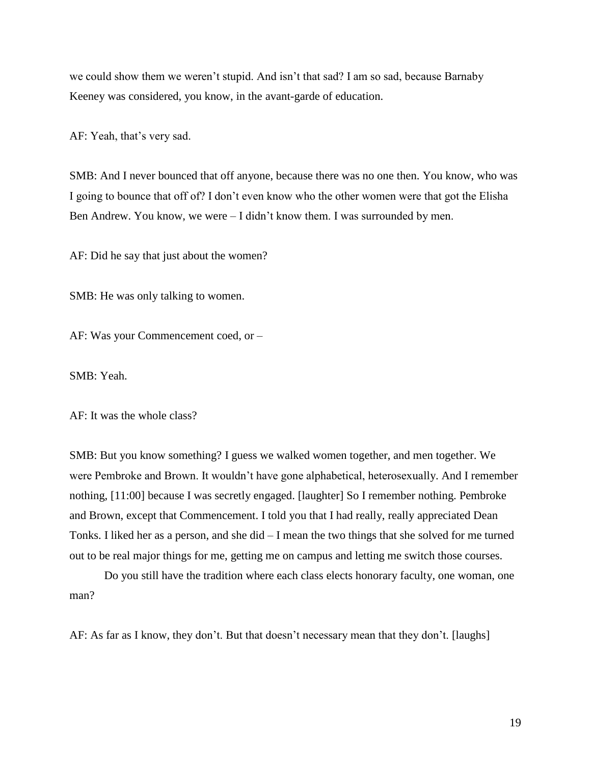we could show them we weren't stupid. And isn't that sad? I am so sad, because Barnaby Keeney was considered, you know, in the avant-garde of education.

AF: Yeah, that's very sad.

SMB: And I never bounced that off anyone, because there was no one then. You know, who was I going to bounce that off of? I don't even know who the other women were that got the Elisha Ben Andrew. You know, we were – I didn't know them. I was surrounded by men.

AF: Did he say that just about the women?

SMB: He was only talking to women.

AF: Was your Commencement coed, or –

SMB: Yeah.

AF: It was the whole class?

SMB: But you know something? I guess we walked women together, and men together. We were Pembroke and Brown. It wouldn't have gone alphabetical, heterosexually. And I remember nothing, [11:00] because I was secretly engaged. [laughter] So I remember nothing. Pembroke and Brown, except that Commencement. I told you that I had really, really appreciated Dean Tonks. I liked her as a person, and she did – I mean the two things that she solved for me turned out to be real major things for me, getting me on campus and letting me switch those courses.

Do you still have the tradition where each class elects honorary faculty, one woman, one man?

AF: As far as I know, they don't. But that doesn't necessary mean that they don't. [laughs]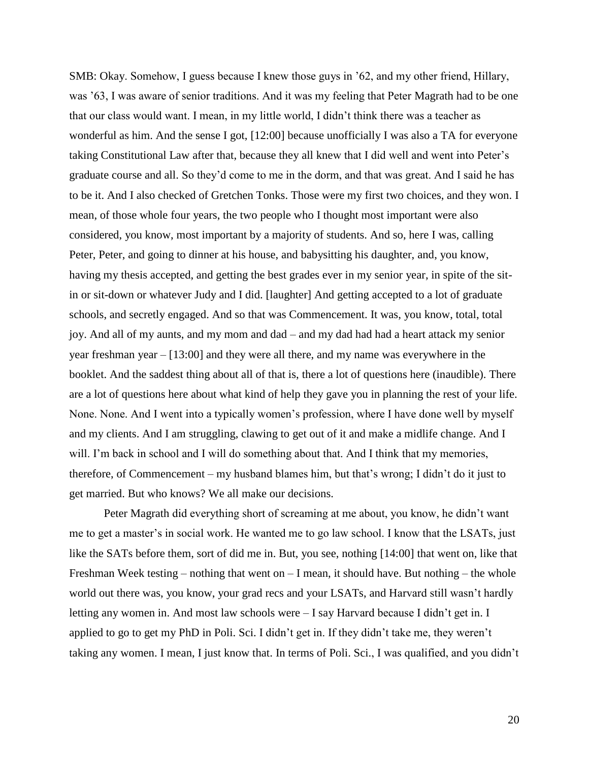SMB: Okay. Somehow, I guess because I knew those guys in ’62, and my other friend, Hillary, was ’63, I was aware of senior traditions. And it was my feeling that Peter Magrath had to be one that our class would want. I mean, in my little world, I didn’t think there was a teacher as wonderful as him. And the sense I got, [12:00] because unofficially I was also a TA for everyone taking Constitutional Law after that, because they all knew that I did well and went into Peter’s graduate course and all. So they’d come to me in the dorm, and that was great. And I said he has to be it. And I also checked of Gretchen Tonks. Those were my first two choices, and they won. I mean, of those whole four years, the two people who I thought most important were also considered, you know, most important by a majority of students. And so, here I was, calling Peter, Peter, and going to dinner at his house, and babysitting his daughter, and, you know, having my thesis accepted, and getting the best grades ever in my senior year, in spite of the sit-in or sit-down or whatever Judy and I did. [laughter] And getting accepted to a lot of graduate schools, and secretly engaged. And so that was Commencement. It was, you know, total, total joy. And all of my aunts, and my mom and dad – and my dad had had a heart attack my senior year freshman year – [13:00] and they were all there, and my name was everywhere in the booklet. And the saddest thing about all of that is, there a lot of questions here (inaudible). There are a lot of questions here about what kind of help they gave you in planning the rest of your life. None. None. And I went into a typically women’s profession, where I have done well by myself and my clients. And I am struggling, clawing to get out of it and make a midlife change. And I will. I’m back in school and I will do something about that. And I think that my memories, therefore, of Commencement – my husband blames him, but that’s wrong; I didn’t do it just to get married. But who knows? We all make our decisions.

Peter Magrath did everything short of screaming at me about, you know, he didn’t want me to get a master’s in social work. He wanted me to go law school. I know that the LSATs, just like the SATs before them, sort of did me in. But, you see, nothing [14:00] that went on, like that Freshman Week testing – nothing that went on – I mean, it should have. But nothing – the whole world out there was, you know, your grad recs and your LSATs, and Harvard still wasn’t hardly letting any women in. And most law schools were – I say Harvard because I didn’t get in. I applied to go to get my PhD in Poli. Sci. I didn’t get in. If they didn’t take me, they weren’t taking any women. I mean, I just know that. In terms of Poli. Sci., I was qualified, and you didn’t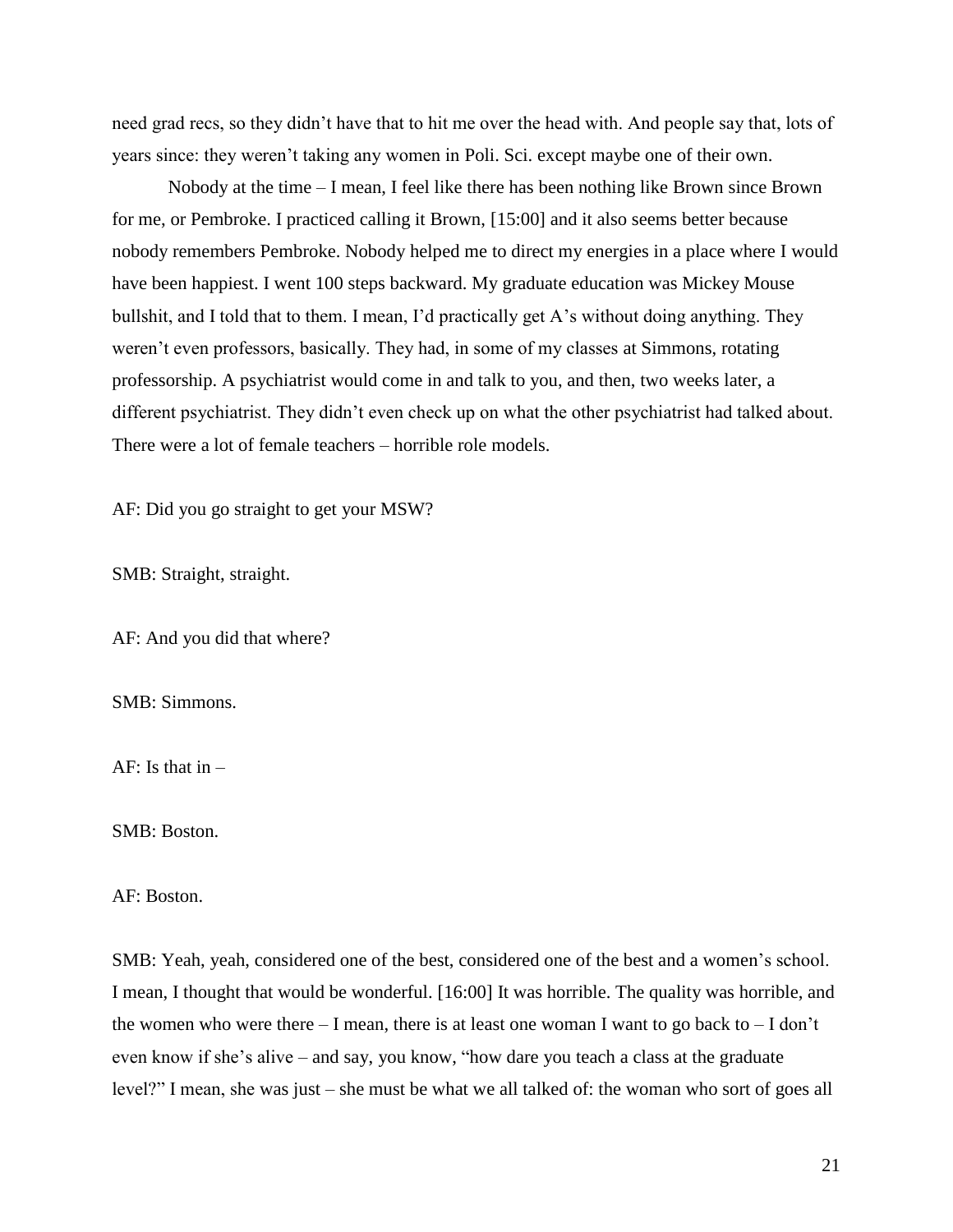need grad recs, so they didn't have that to hit me over the head with. And people say that, lots of years since: they weren't taking any women in Poli. Sci. except maybe one of their own.

Nobody at the time – I mean, I feel like there has been nothing like Brown since Brown for me, or Pembroke. I practiced calling it Brown, [15:00] and it also seems better because nobody remembers Pembroke. Nobody helped me to direct my energies in a place where I would have been happiest. I went 100 steps backward. My graduate education was Mickey Mouse bullshit, and I told that to them. I mean, I'd practically get A's without doing anything. They weren't even professors, basically. They had, in some of my classes at Simmons, rotating professorship. A psychiatrist would come in and talk to you, and then, two weeks later, a different psychiatrist. They didn't even check up on what the other psychiatrist had talked about. There were a lot of female teachers – horrible role models.

AF: Did you go straight to get your MSW?

SMB: Straight, straight.

AF: And you did that where?

SMB: Simmons.

AF: Is that in –

SMB: Boston.

AF: Boston.

SMB: Yeah, yeah, considered one of the best, considered one of the best and a women's school. I mean, I thought that would be wonderful. [16:00] It was horrible. The quality was horrible, and the women who were there – I mean, there is at least one woman I want to go back to – I don't even know if she's alive – and say, you know, "how dare you teach a class at the graduate level?" I mean, she was just – she must be what we all talked of: the woman who sort of goes all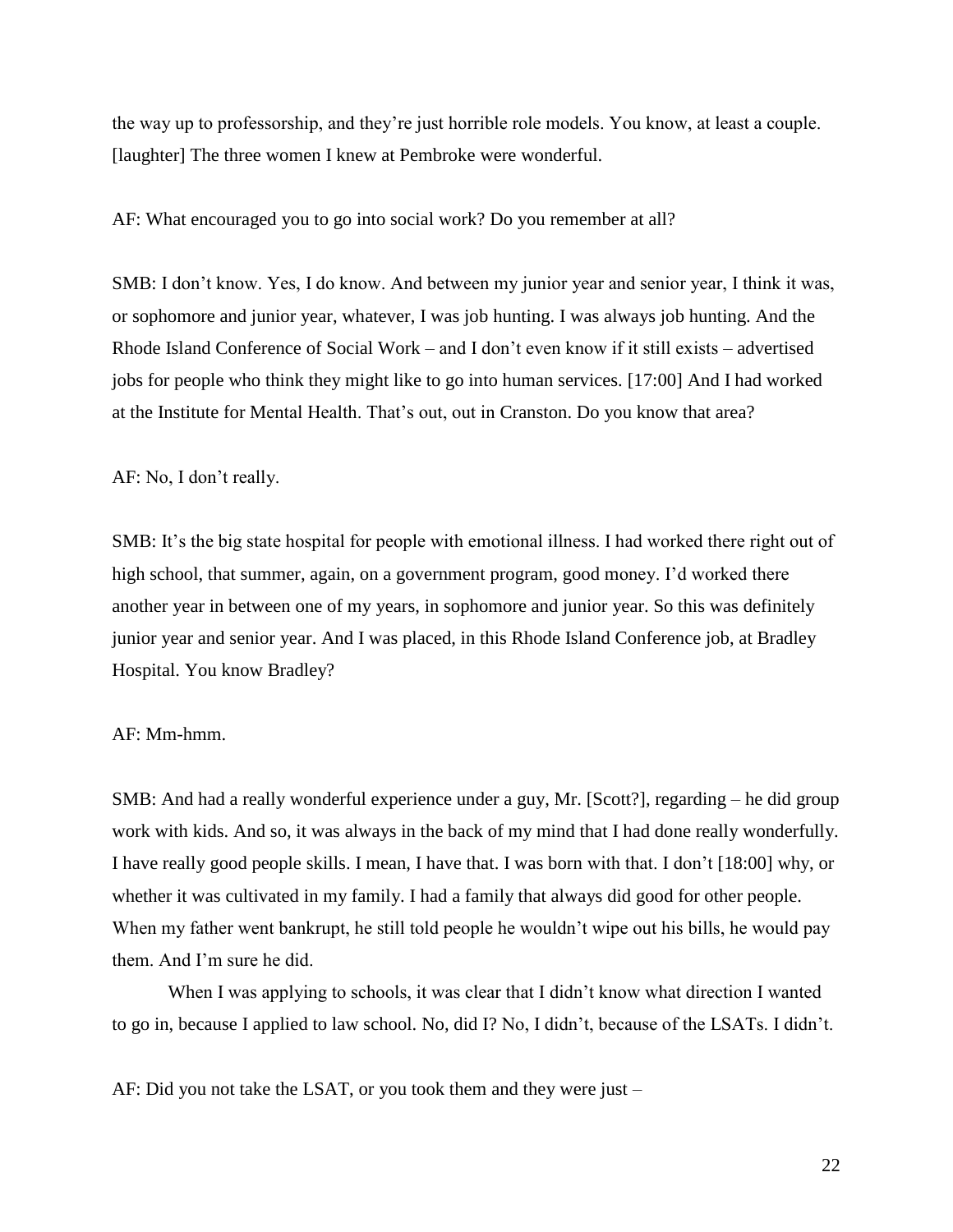the way up to professorship, and they're just horrible role models. You know, at least a couple. [laughter] The three women I knew at Pembroke were wonderful.

AF: What encouraged you to go into social work? Do you remember at all?

SMB: I don't know. Yes, I do know. And between my junior year and senior year, I think it was, or sophomore and junior year, whatever, I was job hunting. I was always job hunting. And the Rhode Island Conference of Social Work – and I don't even know if it still exists – advertised jobs for people who think they might like to go into human services. [17:00] And I had worked at the Institute for Mental Health. That's out, out in Cranston. Do you know that area?

AF: No, I don't really.

SMB: It's the big state hospital for people with emotional illness. I had worked there right out of high school, that summer, again, on a government program, good money. I'd worked there another year in between one of my years, in sophomore and junior year. So this was definitely junior year and senior year. And I was placed, in this Rhode Island Conference job, at Bradley Hospital. You know Bradley?

AF: Mm-hmm.

SMB: And had a really wonderful experience under a guy, Mr. [Scott?], regarding – he did group work with kids. And so, it was always in the back of my mind that I had done really wonderfully. I have really good people skills. I mean, I have that. I was born with that. I don't [18:00] why, or whether it was cultivated in my family. I had a family that always did good for other people. When my father went bankrupt, he still told people he wouldn't wipe out his bills, he would pay them. And I'm sure he did.

When I was applying to schools, it was clear that I didn't know what direction I wanted to go in, because I applied to law school. No, did I? No, I didn't, because of the LSATs. I didn't.

AF: Did you not take the LSAT, or you took them and they were just –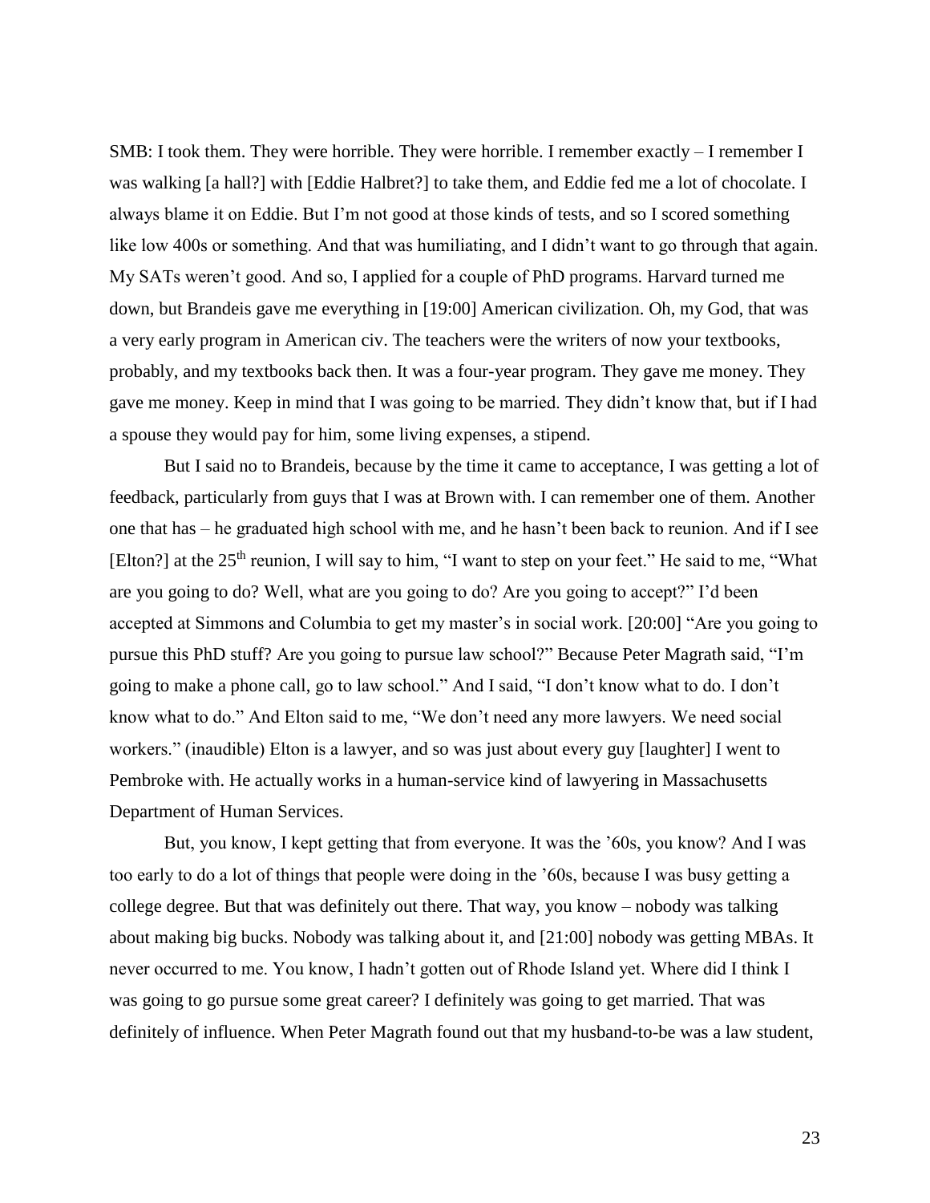SMB: I took them. They were horrible. They were horrible. I remember exactly – I remember I was walking [a hall?] with [Eddie Halbret?] to take them, and Eddie fed me a lot of chocolate. I always blame it on Eddie. But I'm not good at those kinds of tests, and so I scored something like low 400s or something. And that was humiliating, and I didn't want to go through that again. My SATs weren't good. And so, I applied for a couple of PhD programs. Harvard turned me down, but Brandeis gave me everything in [19:00] American civilization. Oh, my God, that was a very early program in American civ. The teachers were the writers of now your textbooks, probably, and my textbooks back then. It was a four-year program. They gave me money. They gave me money. Keep in mind that I was going to be married. They didn't know that, but if I had a spouse they would pay for him, some living expenses, a stipend.

But I said no to Brandeis, because by the time it came to acceptance, I was getting a lot of feedback, particularly from guys that I was at Brown with. I can remember one of them. Another one that has – he graduated high school with me, and he hasn't been back to reunion. And if I see [Elton?] at the 25th reunion, I will say to him, "I want to step on your feet." He said to me, "What are you going to do? Well, what are you going to do? Are you going to accept?" I'd been accepted at Simmons and Columbia to get my master's in social work. [20:00] "Are you going to pursue this PhD stuff? Are you going to pursue law school?" Because Peter Magrath said, "I'm going to make a phone call, go to law school." And I said, "I don't know what to do. I don't know what to do." And Elton said to me, "We don't need any more lawyers. We need social workers." (inaudible) Elton is a lawyer, and so was just about every guy [laughter] I went to Pembroke with. He actually works in a human-service kind of lawyering in Massachusetts Department of Human Services.

But, you know, I kept getting that from everyone. It was the '60s, you know? And I was too early to do a lot of things that people were doing in the '60s, because I was busy getting a college degree. But that was definitely out there. That way, you know – nobody was talking about making big bucks. Nobody was talking about it, and [21:00] nobody was getting MBAs. It never occurred to me. You know, I hadn't gotten out of Rhode Island yet. Where did I think I was going to go pursue some great career? I definitely was going to get married. That was definitely of influence. When Peter Magrath found out that my husband-to-be was a law student,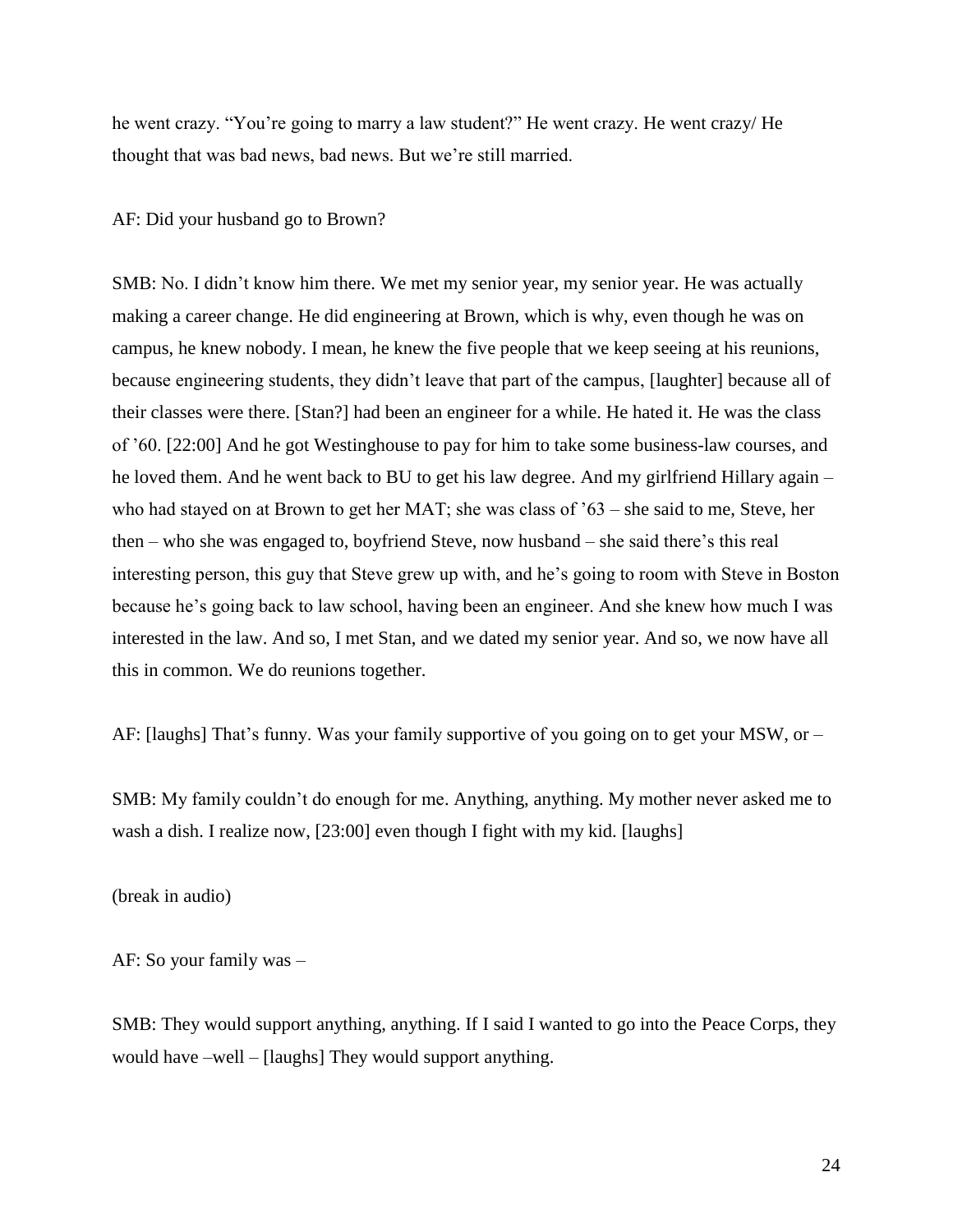he went crazy. "You're going to marry a law student?" He went crazy. He went crazy/ He thought that was bad news, bad news. But we're still married.

AF: Did your husband go to Brown?

SMB: No. I didn't know him there. We met my senior year, my senior year. He was actually making a career change. He did engineering at Brown, which is why, even though he was on campus, he knew nobody. I mean, he knew the five people that we keep seeing at his reunions, because engineering students, they didn't leave that part of the campus, [laughter] because all of their classes were there. [Stan?] had been an engineer for a while. He hated it. He was the class of '60. [22:00] And he got Westinghouse to pay for him to take some business-law courses, and he loved them. And he went back to BU to get his law degree. And my girlfriend Hillary again – who had stayed on at Brown to get her MAT; she was class of '63 – she said to me, Steve, her then – who she was engaged to, boyfriend Steve, now husband – she said there's this real interesting person, this guy that Steve grew up with, and he's going to room with Steve in Boston because he's going back to law school, having been an engineer. And she knew how much I was interested in the law. And so, I met Stan, and we dated my senior year. And so, we now have all this in common. We do reunions together.

AF: [laughs] That's funny. Was your family supportive of you going on to get your MSW, or –

SMB: My family couldn't do enough for me. Anything, anything. My mother never asked me to wash a dish. I realize now, [23:00] even though I fight with my kid. [laughs]

(break in audio)

AF: So your family was –

SMB: They would support anything, anything. If I said I wanted to go into the Peace Corps, they would have –well – [laughs] They would support anything.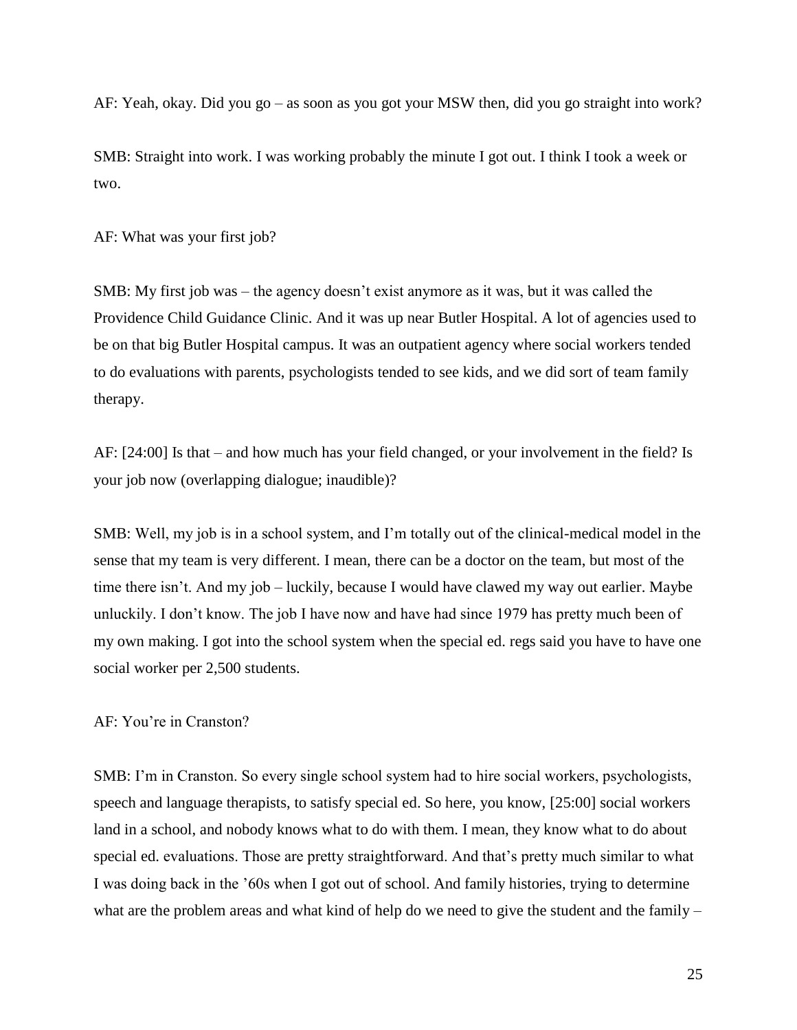AF: Yeah, okay. Did you go – as soon as you got your MSW then, did you go straight into work?

SMB: Straight into work. I was working probably the minute I got out. I think I took a week or two.

AF: What was your first job?

SMB: My first job was – the agency doesn't exist anymore as it was, but it was called the Providence Child Guidance Clinic. And it was up near Butler Hospital. A lot of agencies used to be on that big Butler Hospital campus. It was an outpatient agency where social workers tended to do evaluations with parents, psychologists tended to see kids, and we did sort of team family therapy.

AF: [24:00] Is that – and how much has your field changed, or your involvement in the field? Is your job now (overlapping dialogue; inaudible)?

SMB: Well, my job is in a school system, and I'm totally out of the clinical-medical model in the sense that my team is very different. I mean, there can be a doctor on the team, but most of the time there isn't. And my job – luckily, because I would have clawed my way out earlier. Maybe unluckily. I don't know. The job I have now and have had since 1979 has pretty much been of my own making. I got into the school system when the special ed. regs said you have to have one social worker per 2,500 students.

AF: You're in Cranston?

SMB: I'm in Cranston. So every single school system had to hire social workers, psychologists, speech and language therapists, to satisfy special ed. So here, you know, [25:00] social workers land in a school, and nobody knows what to do with them. I mean, they know what to do about special ed. evaluations. Those are pretty straightforward. And that's pretty much similar to what I was doing back in the '60s when I got out of school. And family histories, trying to determine what are the problem areas and what kind of help do we need to give the student and the family –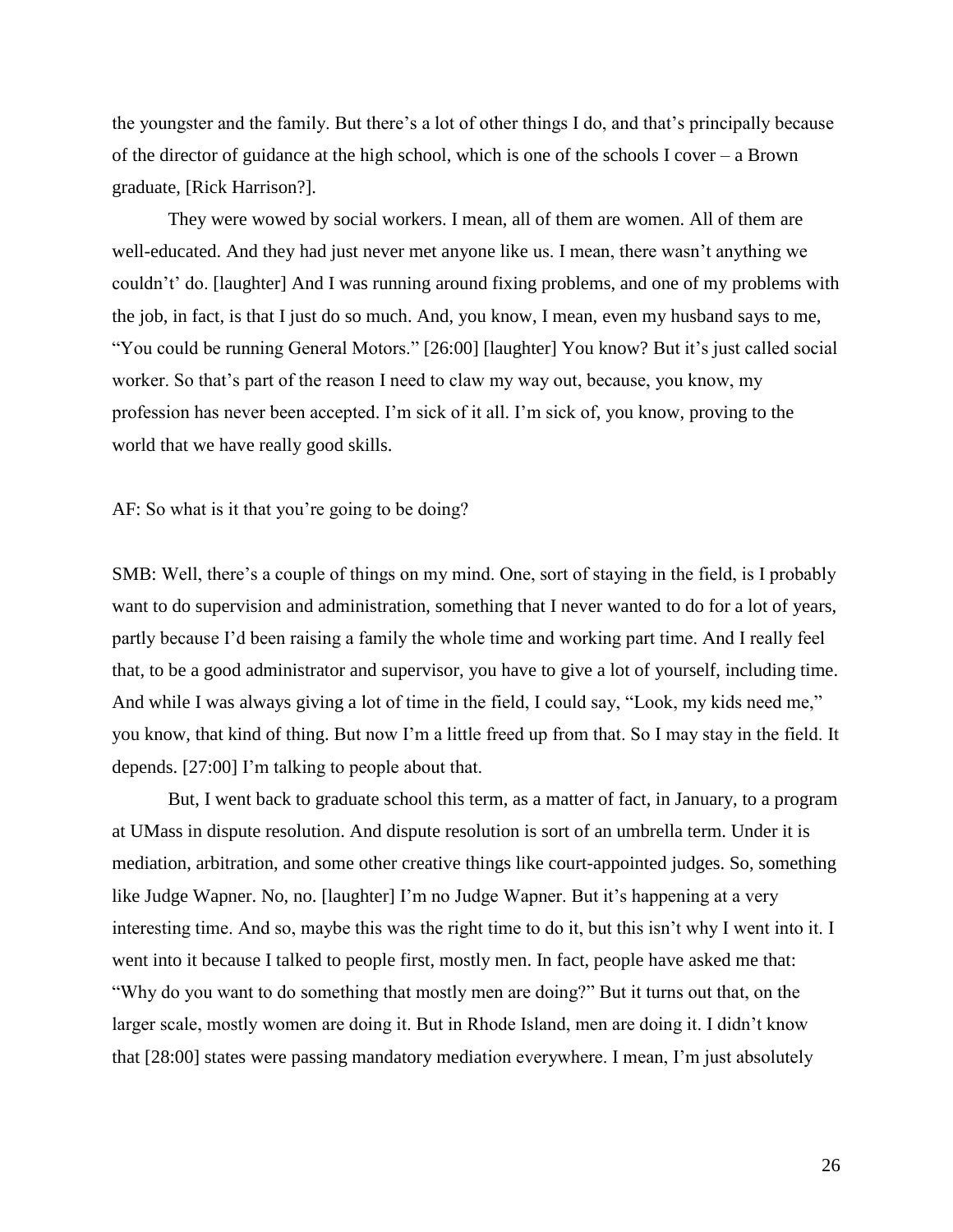the youngster and the family. But there's a lot of other things I do, and that's principally because of the director of guidance at the high school, which is one of the schools I cover – a Brown graduate, [Rick Harrison?].

They were wowed by social workers. I mean, all of them are women. All of them are well-educated. And they had just never met anyone like us. I mean, there wasn't anything we couldn't' do. [laughter] And I was running around fixing problems, and one of my problems with the job, in fact, is that I just do so much. And, you know, I mean, even my husband says to me, "You could be running General Motors." [26:00] [laughter] You know? But it's just called social worker. So that's part of the reason I need to claw my way out, because, you know, my profession has never been accepted. I'm sick of it all. I'm sick of, you know, proving to the world that we have really good skills.

AF: So what is it that you're going to be doing?

SMB: Well, there's a couple of things on my mind. One, sort of staying in the field, is I probably want to do supervision and administration, something that I never wanted to do for a lot of years, partly because I'd been raising a family the whole time and working part time. And I really feel that, to be a good administrator and supervisor, you have to give a lot of yourself, including time. And while I was always giving a lot of time in the field, I could say, "Look, my kids need me," you know, that kind of thing. But now I'm a little freed up from that. So I may stay in the field. It depends. [27:00] I'm talking to people about that.

But, I went back to graduate school this term, as a matter of fact, in January, to a program at UMass in dispute resolution. And dispute resolution is sort of an umbrella term. Under it is mediation, arbitration, and some other creative things like court-appointed judges. So, something like Judge Wapner. No, no. [laughter] I'm no Judge Wapner. But it's happening at a very interesting time. And so, maybe this was the right time to do it, but this isn't why I went into it. I went into it because I talked to people first, mostly men. In fact, people have asked me that: "Why do you want to do something that mostly men are doing?" But it turns out that, on the larger scale, mostly women are doing it. But in Rhode Island, men are doing it. I didn't know that [28:00] states were passing mandatory mediation everywhere. I mean, I'm just absolutely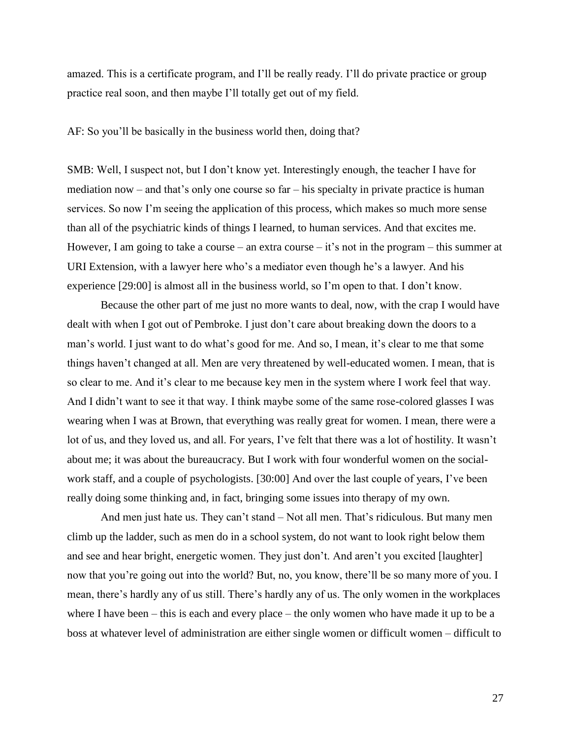amazed. This is a certificate program, and I'll be really ready. I'll do private practice or group practice real soon, and then maybe I'll totally get out of my field.

AF: So you'll be basically in the business world then, doing that?

SMB: Well, I suspect not, but I don't know yet. Interestingly enough, the teacher I have for mediation now – and that's only one course so far – his specialty in private practice is human services. So now I'm seeing the application of this process, which makes so much more sense than all of the psychiatric kinds of things I learned, to human services. And that excites me. However, I am going to take a course – an extra course – it's not in the program – this summer at URI Extension, with a lawyer here who's a mediator even though he's a lawyer. And his experience [29:00] is almost all in the business world, so I'm open to that. I don't know.

Because the other part of me just no more wants to deal, now, with the crap I would have dealt with when I got out of Pembroke. I just don't care about breaking down the doors to a man's world. I just want to do what's good for me. And so, I mean, it's clear to me that some things haven't changed at all. Men are very threatened by well-educated women. I mean, that is so clear to me. And it's clear to me because key men in the system where I work feel that way. And I didn't want to see it that way. I think maybe some of the same rose-colored glasses I was wearing when I was at Brown, that everything was really great for women. I mean, there were a lot of us, and they loved us, and all. For years, I've felt that there was a lot of hostility. It wasn't about me; it was about the bureaucracy. But I work with four wonderful women on the social-work staff, and a couple of psychologists. [30:00] And over the last couple of years, I've been really doing some thinking and, in fact, bringing some issues into therapy of my own.

And men just hate us. They can't stand – Not all men. That's ridiculous. But many men climb up the ladder, such as men do in a school system, do not want to look right below them and see and hear bright, energetic women. They just don't. And aren't you excited [laughter] now that you're going out into the world? But, no, you know, there'll be so many more of you. I mean, there's hardly any of us still. There's hardly any of us. The only women in the workplaces where I have been – this is each and every place – the only women who have made it up to be a boss at whatever level of administration are either single women or difficult women – difficult to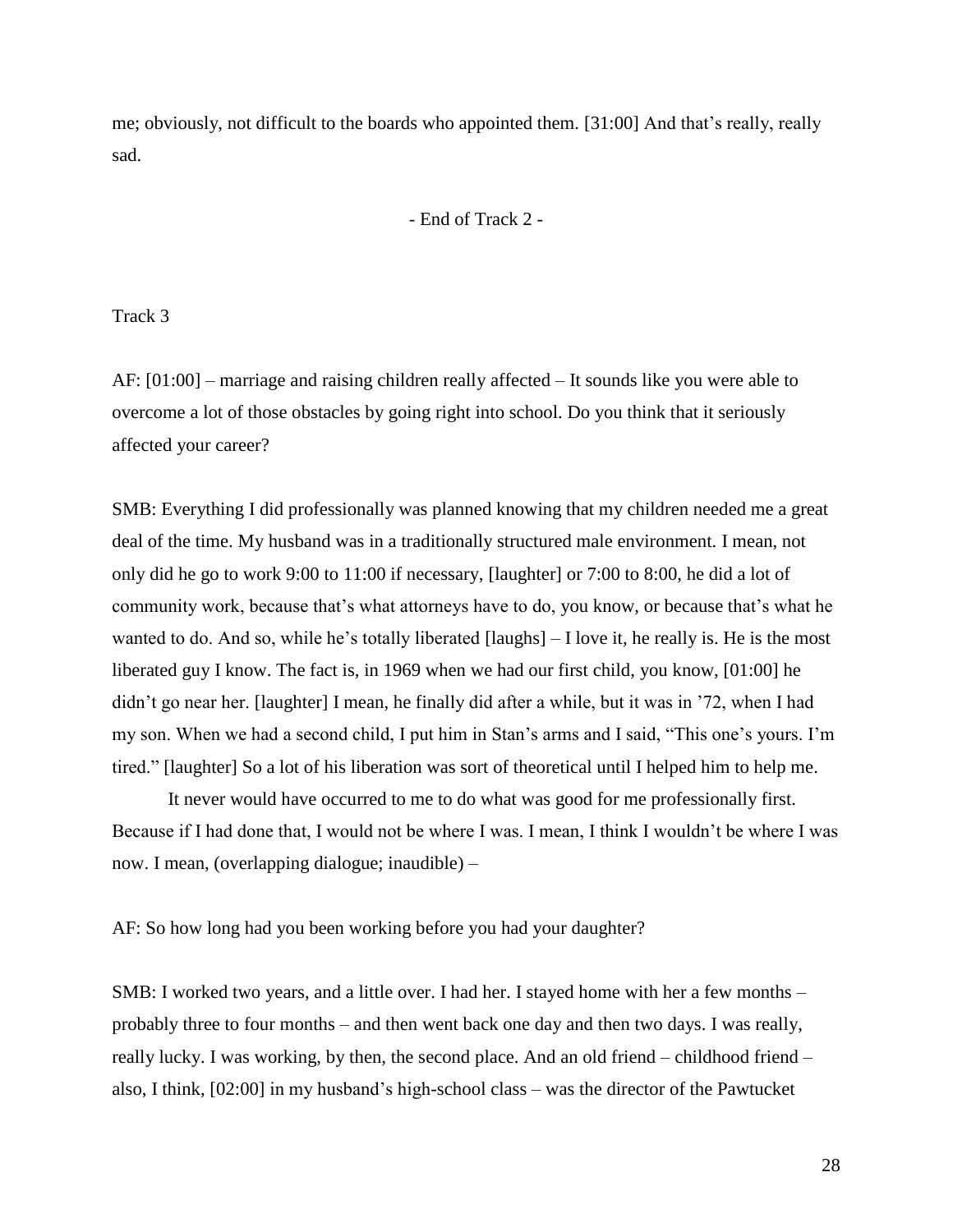me; obviously, not difficult to the boards who appointed them. [31:00] And that's really, really sad.

- End of Track 2 -

Track 3

AF: [01:00] – marriage and raising children really affected – It sounds like you were able to overcome a lot of those obstacles by going right into school. Do you think that it seriously affected your career?

SMB: Everything I did professionally was planned knowing that my children needed me a great deal of the time. My husband was in a traditionally structured male environment. I mean, not only did he go to work 9:00 to 11:00 if necessary, [laughter] or 7:00 to 8:00, he did a lot of community work, because that's what attorneys have to do, you know, or because that's what he wanted to do. And so, while he's totally liberated [laughs] – I love it, he really is. He is the most liberated guy I know. The fact is, in 1969 when we had our first child, you know, [01:00] he didn't go near her. [laughter] I mean, he finally did after a while, but it was in '72, when I had my son. When we had a second child, I put him in Stan's arms and I said, "This one's yours. I'm tired." [laughter] So a lot of his liberation was sort of theoretical until I helped him to help me.

It never would have occurred to me to do what was good for me professionally first. Because if I had done that, I would not be where I was. I mean, I think I wouldn't be where I was now. I mean, (overlapping dialogue; inaudible) –

AF: So how long had you been working before you had your daughter?

SMB: I worked two years, and a little over. I had her. I stayed home with her a few months – probably three to four months – and then went back one day and then two days. I was really, really lucky. I was working, by then, the second place. And an old friend – childhood friend – also, I think, [02:00] in my husband's high-school class – was the director of the Pawtucket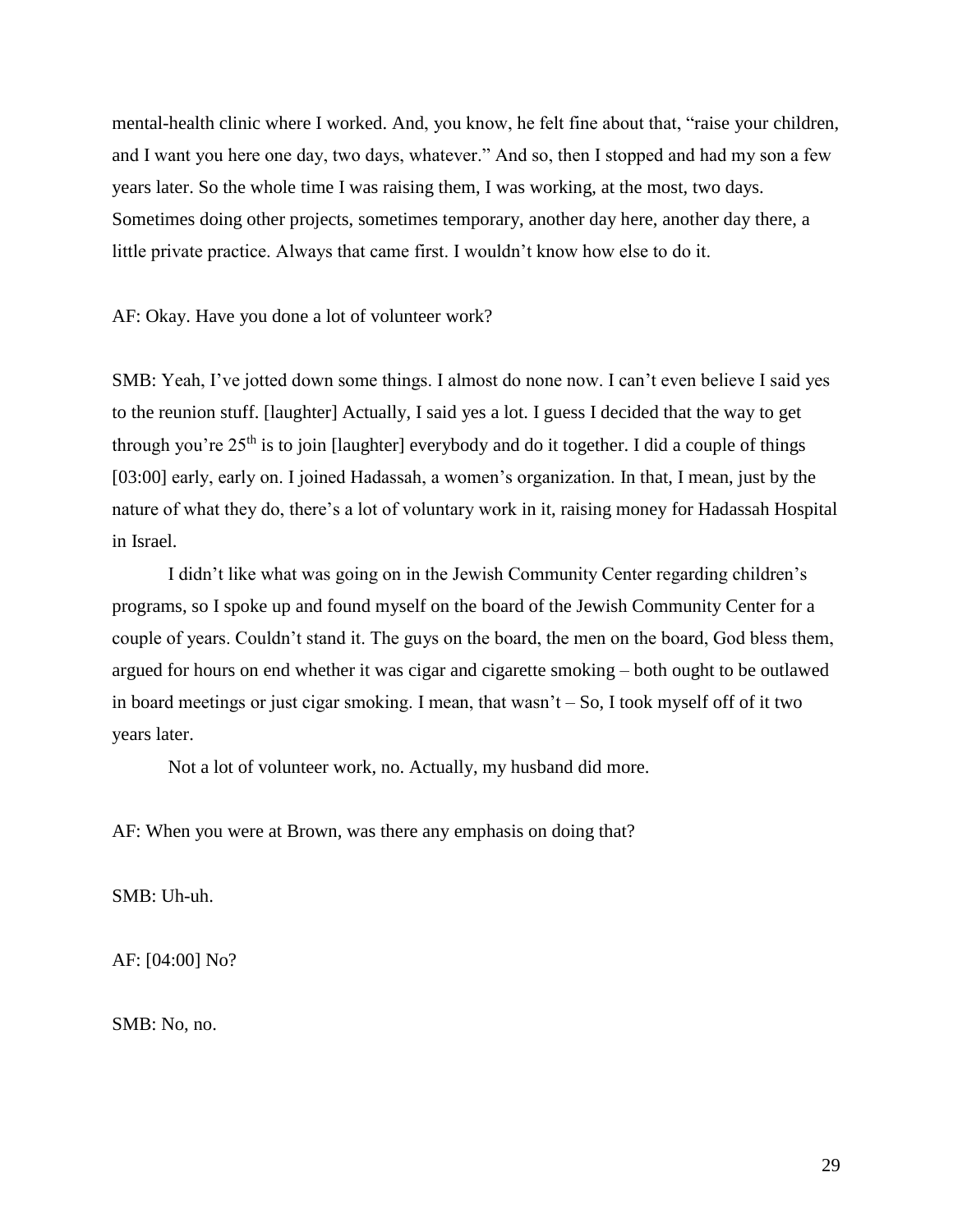mental-health clinic where I worked. And, you know, he felt fine about that, "raise your children, and I want you here one day, two days, whatever." And so, then I stopped and had my son a few years later. So the whole time I was raising them, I was working, at the most, two days. Sometimes doing other projects, sometimes temporary, another day here, another day there, a little private practice. Always that came first. I wouldn't know how else to do it.

AF: Okay. Have you done a lot of volunteer work?

SMB: Yeah, I've jotted down some things. I almost do none now. I can't even believe I said yes to the reunion stuff. [laughter] Actually, I said yes a lot. I guess I decided that the way to get through you're 25th is to join [laughter] everybody and do it together. I did a couple of things [03:00] early, early on. I joined Hadassah, a women's organization. In that, I mean, just by the nature of what they do, there's a lot of voluntary work in it, raising money for Hadassah Hospital in Israel.

I didn't like what was going on in the Jewish Community Center regarding children's programs, so I spoke up and found myself on the board of the Jewish Community Center for a couple of years. Couldn't stand it. The guys on the board, the men on the board, God bless them, argued for hours on end whether it was cigar and cigarette smoking – both ought to be outlawed in board meetings or just cigar smoking. I mean, that wasn't – So, I took myself off of it two years later.

Not a lot of volunteer work, no. Actually, my husband did more.

AF: When you were at Brown, was there any emphasis on doing that?

SMB: Uh-uh.

AF: [04:00] No?

SMB: No, no.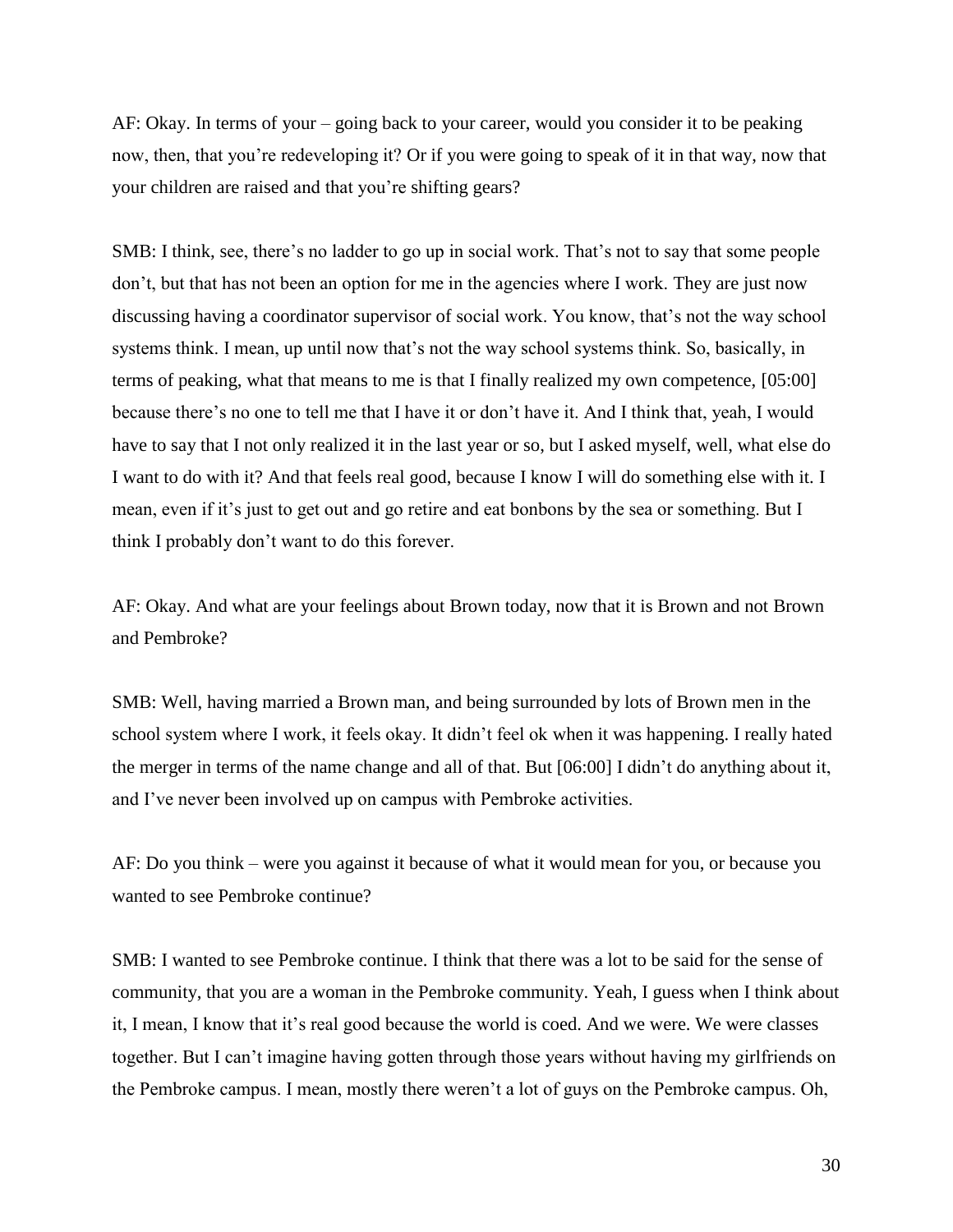AF: Okay. In terms of your – going back to your career, would you consider it to be peaking now, then, that you're redeveloping it? Or if you were going to speak of it in that way, now that your children are raised and that you're shifting gears?

SMB: I think, see, there's no ladder to go up in social work. That's not to say that some people don't, but that has not been an option for me in the agencies where I work. They are just now discussing having a coordinator supervisor of social work. You know, that's not the way school systems think. I mean, up until now that's not the way school systems think. So, basically, in terms of peaking, what that means to me is that I finally realized my own competence, [05:00] because there's no one to tell me that I have it or don't have it. And I think that, yeah, I would have to say that I not only realized it in the last year or so, but I asked myself, well, what else do I want to do with it? And that feels real good, because I know I will do something else with it. I mean, even if it's just to get out and go retire and eat bonbons by the sea or something. But I think I probably don't want to do this forever.

AF: Okay. And what are your feelings about Brown today, now that it is Brown and not Brown and Pembroke?

SMB: Well, having married a Brown man, and being surrounded by lots of Brown men in the school system where I work, it feels okay. It didn't feel ok when it was happening. I really hated the merger in terms of the name change and all of that. But [06:00] I didn't do anything about it, and I've never been involved up on campus with Pembroke activities.

AF: Do you think – were you against it because of what it would mean for you, or because you wanted to see Pembroke continue?

SMB: I wanted to see Pembroke continue. I think that there was a lot to be said for the sense of community, that you are a woman in the Pembroke community. Yeah, I guess when I think about it, I mean, I know that it's real good because the world is coed. And we were. We were classes together. But I can't imagine having gotten through those years without having my girlfriends on the Pembroke campus. I mean, mostly there weren't a lot of guys on the Pembroke campus. Oh,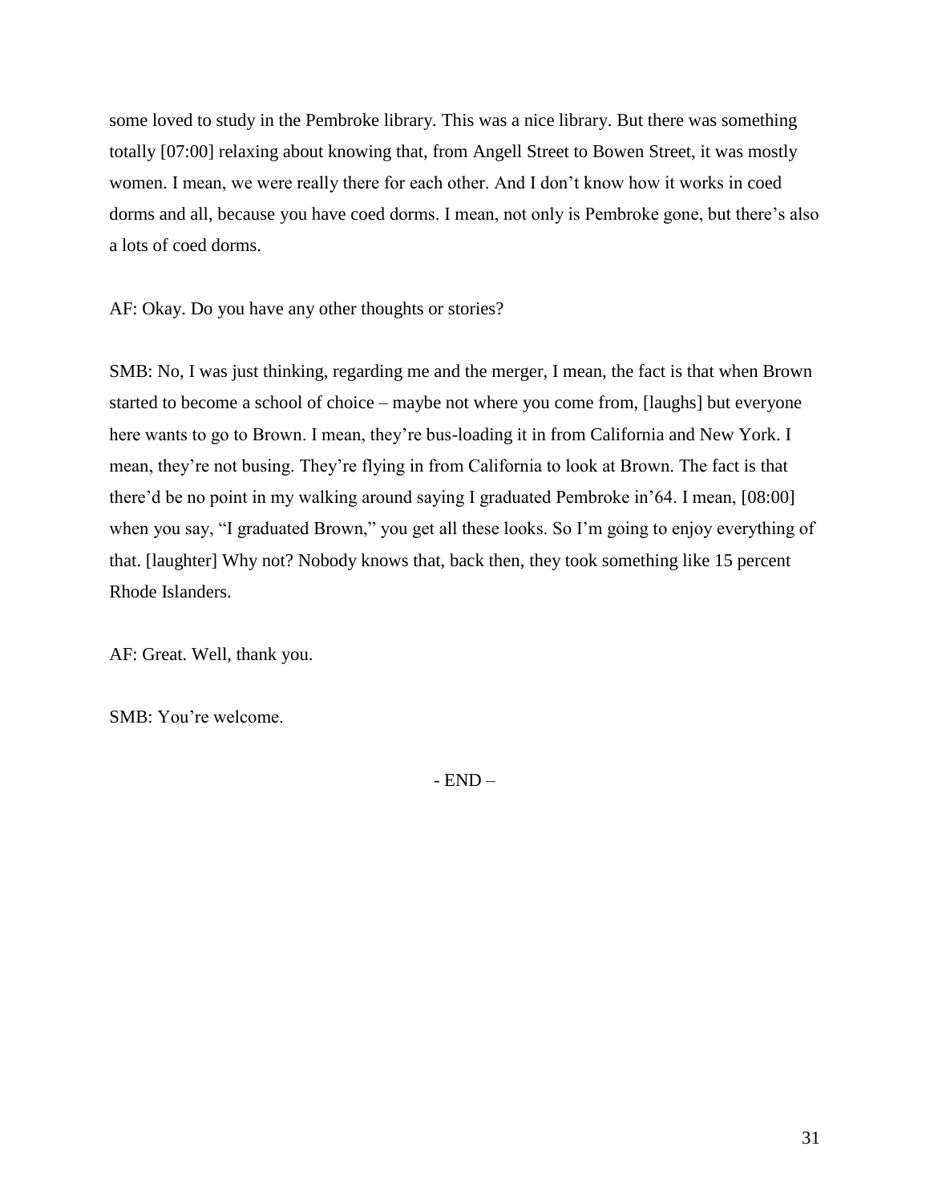some loved to study in the Pembroke library. This was a nice library. But there was something totally [07:00] relaxing about knowing that, from Angell Street to Bowen Street, it was mostly women. I mean, we were really there for each other. And I don't know how it works in coed dorms and all, because you have coed dorms. I mean, not only is Pembroke gone, but there's also a lots of coed dorms.

AF: Okay. Do you have any other thoughts or stories?

SMB: No, I was just thinking, regarding me and the merger, I mean, the fact is that when Brown started to become a school of choice – maybe not where you come from, [laughs] but everyone here wants to go to Brown. I mean, they're bus-loading it in from California and New York. I mean, they're not busing. They're flying in from California to look at Brown. The fact is that there'd be no point in my walking around saying I graduated Pembroke in'64. I mean, [08:00] when you say, "I graduated Brown," you get all these looks. So I'm going to enjoy everything of that. [laughter] Why not? Nobody knows that, back then, they took something like 15 percent Rhode Islanders.

AF: Great. Well, thank you.

SMB: You're welcome.

- END –